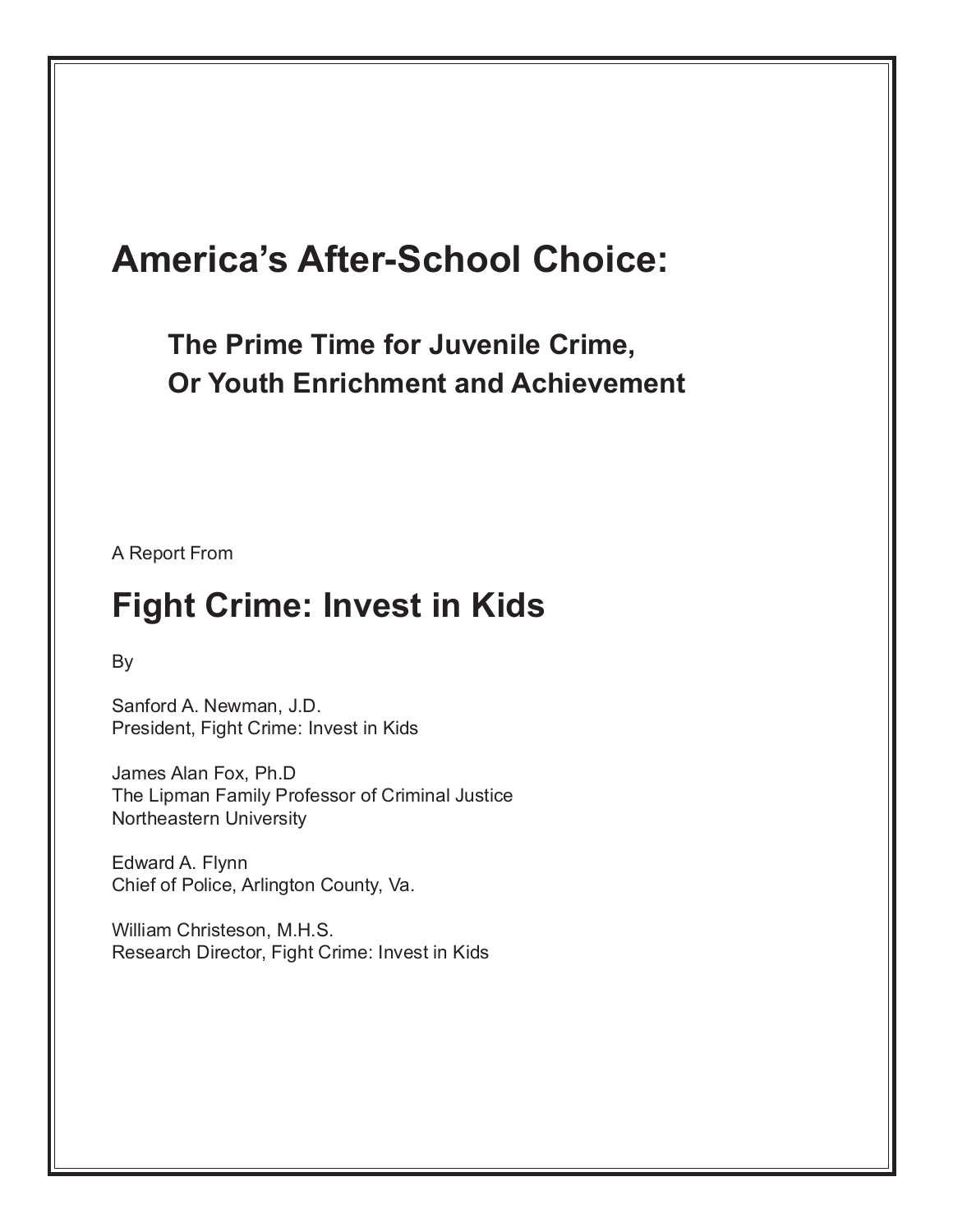# America's After-School Choice:

## The Prime Time for Juvenile Crime, Or Youth Enrichment and Achievement

A Report From

# Fight Crime: Invest in Kids

By

Sanford A. Newman, J.D.
President, Fight Crime: Invest in Kids

James Alan Fox, Ph.D
The Lipman Family Professor of Criminal Justice
Northeastern University

Edward A. Flynn
Chief of Police, Arlington County, Va.

William Christeson, M.H.S.
Research Director, Fight Crime: Invest in Kids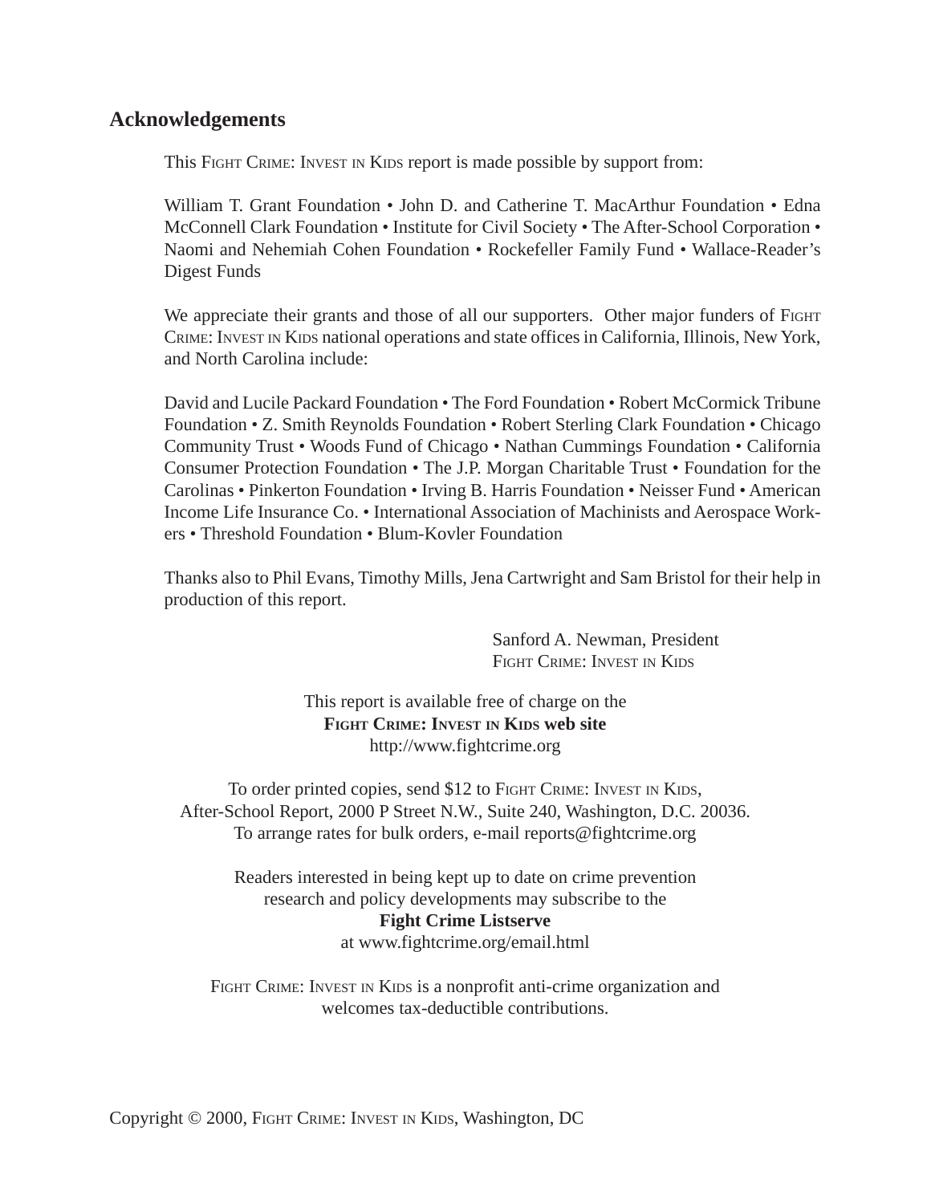## Acknowledgements

This Fight Crime: Invest in Kids report is made possible by support from:

William T. Grant Foundation • John D. and Catherine T. MacArthur Foundation • Edna McConnell Clark Foundation • Institute for Civil Society • The After-School Corporation • Naomi and Nehemiah Cohen Foundation • Rockefeller Family Fund • Wallace-Reader's Digest Funds

We appreciate their grants and those of all our supporters. Other major funders of Fight Crime: Invest in Kids national operations and state offices in California, Illinois, New York, and North Carolina include:

David and Lucile Packard Foundation • The Ford Foundation • Robert McCormick Tribune Foundation • Z. Smith Reynolds Foundation • Robert Sterling Clark Foundation • Chicago Community Trust • Woods Fund of Chicago • Nathan Cummings Foundation • California Consumer Protection Foundation • The J.P. Morgan Charitable Trust • Foundation for the Carolinas • Pinkerton Foundation • Irving B. Harris Foundation • Neisser Fund • American Income Life Insurance Co. • International Association of Machinists and Aerospace Workers • Threshold Foundation • Blum-Kovler Foundation

Thanks also to Phil Evans, Timothy Mills, Jena Cartwright and Sam Bristol for their help in production of this report.

Sanford A. Newman, President
Fight Crime: Invest in Kids

This report is available free of charge on the
**Fight Crime: Invest in Kids web site**
http://www.fightcrime.org

To order printed copies, send $12 to Fight Crime: Invest in Kids,
After-School Report, 2000 P Street N.W., Suite 240, Washington, D.C. 20036.
To arrange rates for bulk orders, e-mail reports@fightcrime.org

Readers interested in being kept up to date on crime prevention research and policy developments may subscribe to the
**Fight Crime Listserve**
at www.fightcrime.org/email.html

Fight Crime: Invest in Kids is a nonprofit anti-crime organization and welcomes tax-deductible contributions.

Copyright © 2000, Fight Crime: Invest in Kids, Washington, DC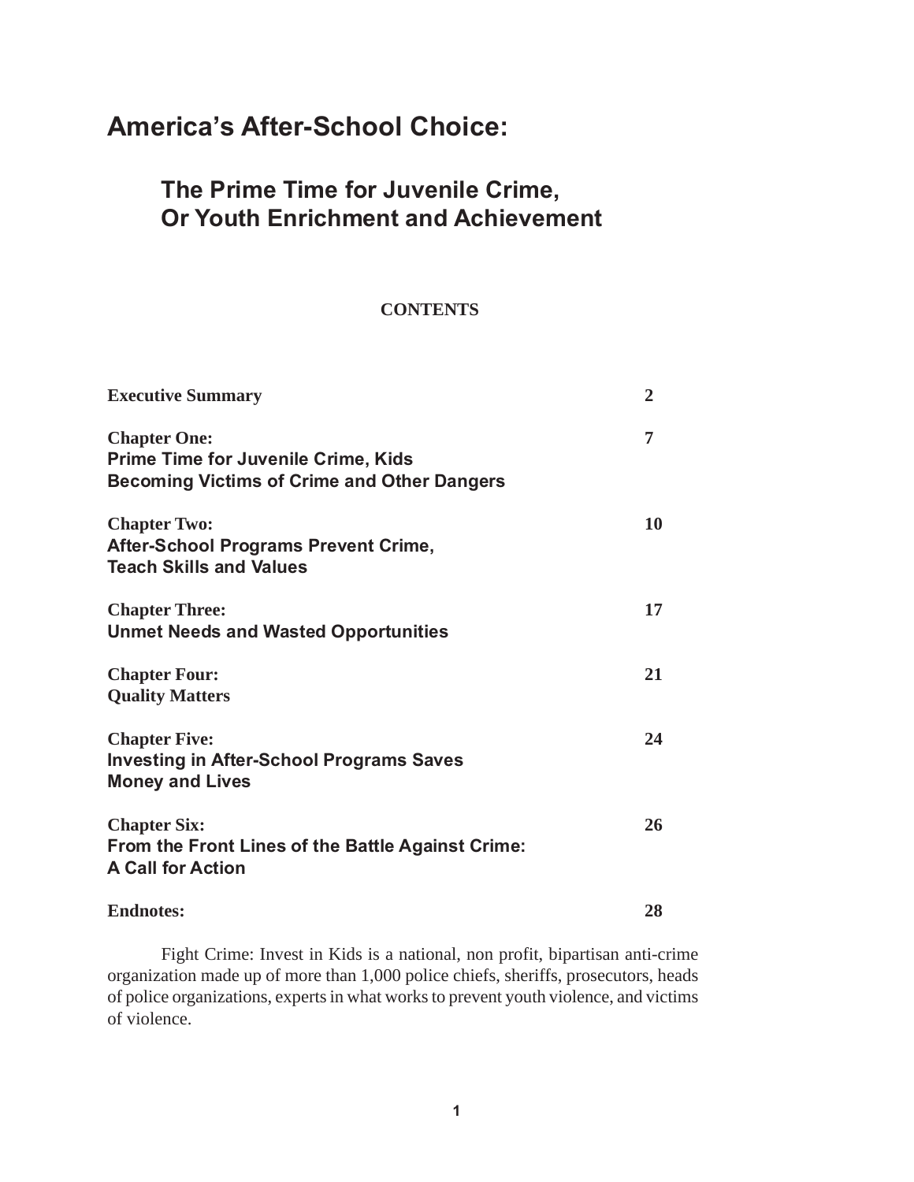# America's After-School Choice:

## The Prime Time for Juvenile Crime, Or Youth Enrichment and Achievement

**CONTENTS**

| | |
|---|---|
| **Executive Summary** | **2** |
| **Chapter One:** **Prime Time for Juvenile Crime, Kids Becoming Victims of Crime and Other Dangers** | **7** |
| **Chapter Two:** **After-School Programs Prevent Crime, Teach Skills and Values** | **10** |
| **Chapter Three:** **Unmet Needs and Wasted Opportunities** | **17** |
| **Chapter Four:** **Quality Matters** | **21** |
| **Chapter Five:** **Investing in After-School Programs Saves Money and Lives** | **24** |
| **Chapter Six:** **From the Front Lines of the Battle Against Crime: A Call for Action** | **26** |
| **Endnotes:** | **28** |

Fight Crime: Invest in Kids is a national, non profit, bipartisan anti-crime organization made up of more than 1,000 police chiefs, sheriffs, prosecutors, heads of police organizations, experts in what works to prevent youth violence, and victims of violence.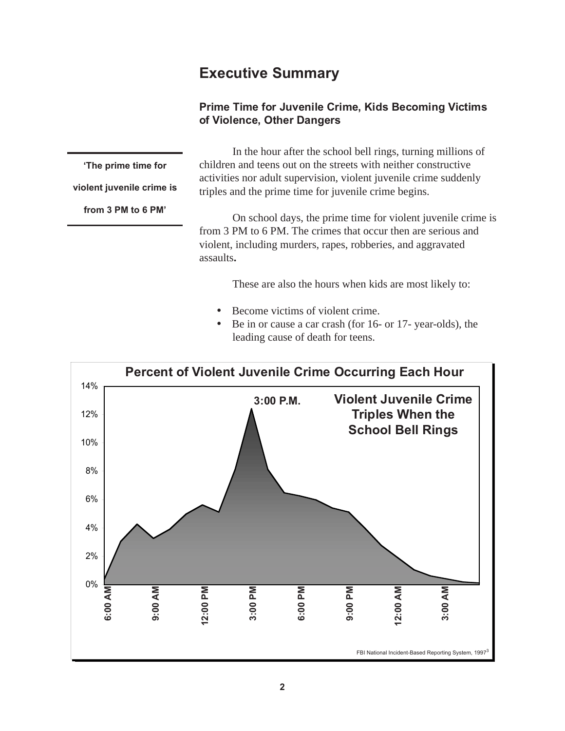## Executive Summary

### Prime Time for Juvenile Crime, Kids Becoming Victims of Violence, Other Dangers

**'The prime time for violent juvenile crime is from 3 PM to 6 PM'**

In the hour after the school bell rings, turning millions of children and teens out on the streets with neither constructive activities nor adult supervision, violent juvenile crime suddenly triples and the prime time for juvenile crime begins.

On school days, the prime time for violent juvenile crime is from 3 PM to 6 PM. The crimes that occur then are serious and violent, including murders, rapes, robberies, and aggravated assaults**.**

These are also the hours when kids are most likely to:

- Become victims of violent crime.
- Be in or cause a car crash (for 16- or 17- year-olds), the leading cause of death for teens.

**Percent of Violent Juvenile Crime Occurring Each Hour**

**Violent Juvenile Crime Triples When the School Bell Rings**

**3:00 P.M.**

FBI National Incident-Based Reporting System, 1997[3]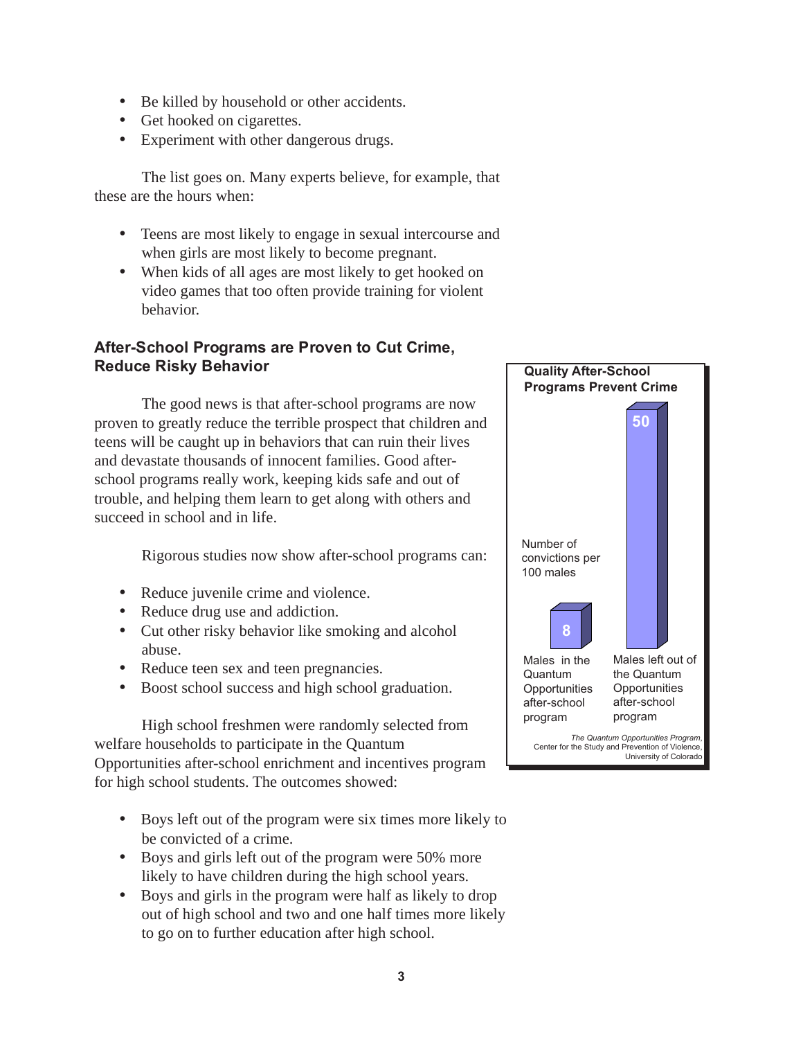- Be killed by household or other accidents.
- Get hooked on cigarettes.
- Experiment with other dangerous drugs.

The list goes on. Many experts believe, for example, that these are the hours when:

- Teens are most likely to engage in sexual intercourse and when girls are most likely to become pregnant.
- When kids of all ages are most likely to get hooked on video games that too often provide training for violent behavior.

### After-School Programs are Proven to Cut Crime, Reduce Risky Behavior

The good news is that after-school programs are now proven to greatly reduce the terrible prospect that children and teens will be caught up in behaviors that can ruin their lives and devastate thousands of innocent families. Good after-school programs really work, keeping kids safe and out of trouble, and helping them learn to get along with others and succeed in school and in life.

Rigorous studies now show after-school programs can:

- Reduce juvenile crime and violence.
- Reduce drug use and addiction.
- Cut other risky behavior like smoking and alcohol abuse.
- Reduce teen sex and teen pregnancies.
- Boost school success and high school graduation.

High school freshmen were randomly selected from welfare households to participate in the Quantum Opportunities after-school enrichment and incentives program for high school students. The outcomes showed:

- Boys left out of the program were six times more likely to be convicted of a crime.
- Boys and girls left out of the program were 50% more likely to have children during the high school years.
- Boys and girls in the program were half as likely to drop out of high school and two and one half times more likely to go on to further education after high school.

**Quality After-School Programs Prevent Crime**

Number of convictions per 100 males

| Group | Number of convictions per 100 males |
|---|---|
| Males in the Quantum Opportunities after-school program | 8 |
| Males left out of the Quantum Opportunities after-school program | 50 |

*The Quantum Opportunities Program*, Center for the Study and Prevention of Violence, University of Colorado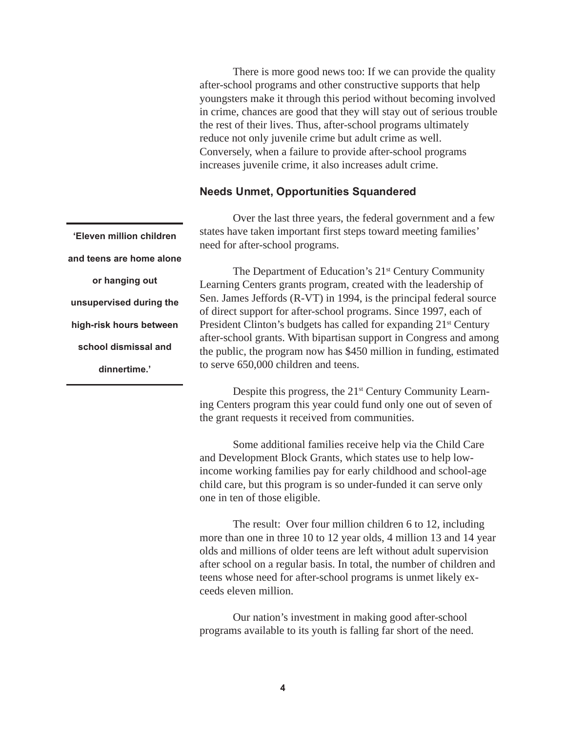There is more good news too: If we can provide the quality after-school programs and other constructive supports that help youngsters make it through this period without becoming involved in crime, chances are good that they will stay out of serious trouble the rest of their lives. Thus, after-school programs ultimately reduce not only juvenile crime but adult crime as well. Conversely, when a failure to provide after-school programs increases juvenile crime, it also increases adult crime.

### Needs Unmet, Opportunities Squandered

**'Eleven million children and teens are home alone or hanging out unsupervised during the high-risk hours between school dismissal and dinnertime.'**

Over the last three years, the federal government and a few states have taken important first steps toward meeting families' need for after-school programs.

The Department of Education's 21st Century Community Learning Centers grants program, created with the leadership of Sen. James Jeffords (R-VT) in 1994, is the principal federal source of direct support for after-school programs. Since 1997, each of President Clinton's budgets has called for expanding 21st Century after-school grants. With bipartisan support in Congress and among the public, the program now has $450 million in funding, estimated to serve 650,000 children and teens.

Despite this progress, the 21st Century Community Learning Centers program this year could fund only one out of seven of the grant requests it received from communities.

Some additional families receive help via the Child Care and Development Block Grants, which states use to help low-income working families pay for early childhood and school-age child care, but this program is so under-funded it can serve only one in ten of those eligible.

The result: Over four million children 6 to 12, including more than one in three 10 to 12 year olds, 4 million 13 and 14 year olds and millions of older teens are left without adult supervision after school on a regular basis. In total, the number of children and teens whose need for after-school programs is unmet likely exceeds eleven million.

Our nation's investment in making good after-school programs available to its youth is falling far short of the need.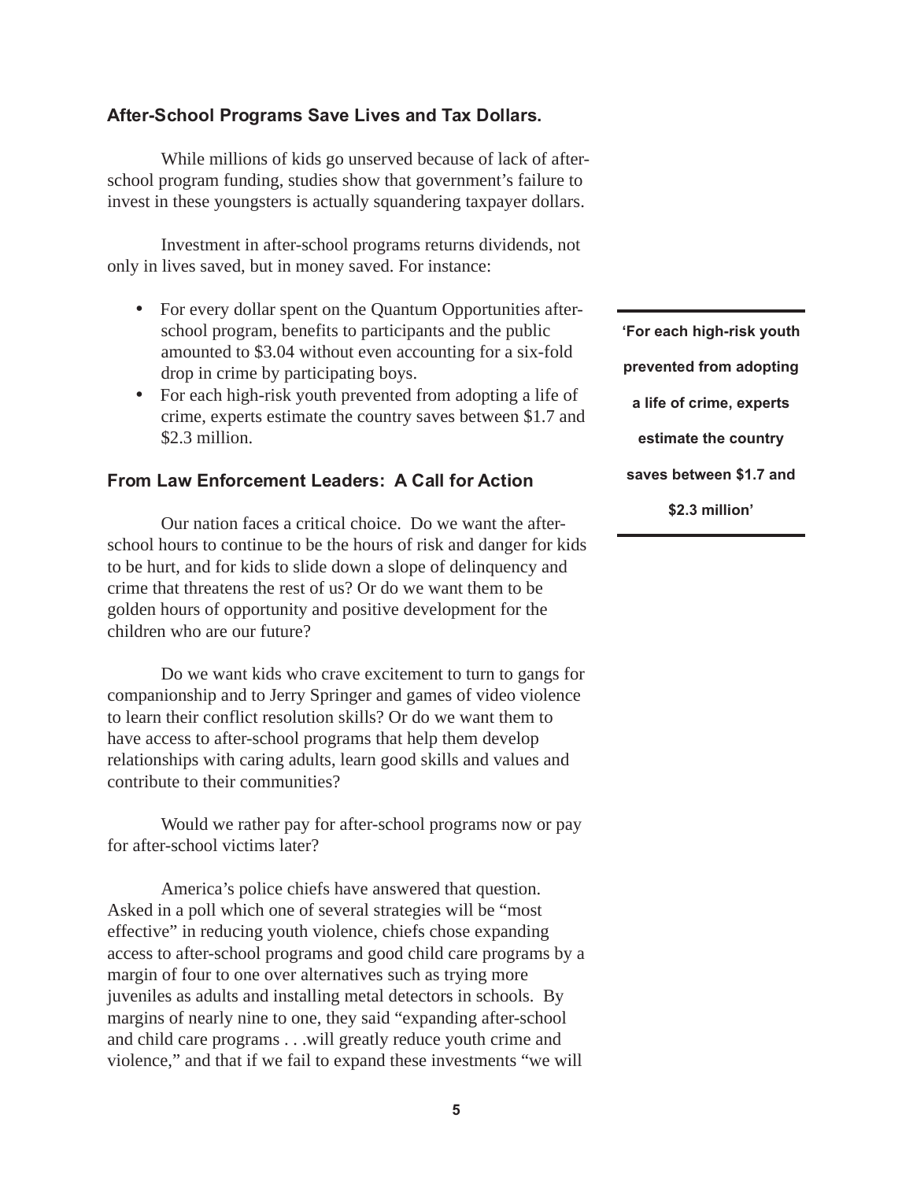## After-School Programs Save Lives and Tax Dollars.

While millions of kids go unserved because of lack of after-school program funding, studies show that government's failure to invest in these youngsters is actually squandering taxpayer dollars.

Investment in after-school programs returns dividends, not only in lives saved, but in money saved. For instance:

- For every dollar spent on the Quantum Opportunities after-school program, benefits to participants and the public amounted to $3.04 without even accounting for a six-fold drop in crime by participating boys.
- For each high-risk youth prevented from adopting a life of crime, experts estimate the country saves between $1.7 and $2.3 million.

> **'For each high-risk youth prevented from adopting a life of crime, experts estimate the country saves between $1.7 and $2.3 million'**

## From Law Enforcement Leaders: A Call for Action

Our nation faces a critical choice. Do we want the after-school hours to continue to be the hours of risk and danger for kids to be hurt, and for kids to slide down a slope of delinquency and crime that threatens the rest of us? Or do we want them to be golden hours of opportunity and positive development for the children who are our future?

Do we want kids who crave excitement to turn to gangs for companionship and to Jerry Springer and games of video violence to learn their conflict resolution skills? Or do we want them to have access to after-school programs that help them develop relationships with caring adults, learn good skills and values and contribute to their communities?

Would we rather pay for after-school programs now or pay for after-school victims later?

America's police chiefs have answered that question. Asked in a poll which one of several strategies will be "most effective" in reducing youth violence, chiefs chose expanding access to after-school programs and good child care programs by a margin of four to one over alternatives such as trying more juveniles as adults and installing metal detectors in schools. By margins of nearly nine to one, they said "expanding after-school and child care programs . . .will greatly reduce youth crime and violence," and that if we fail to expand these investments "we will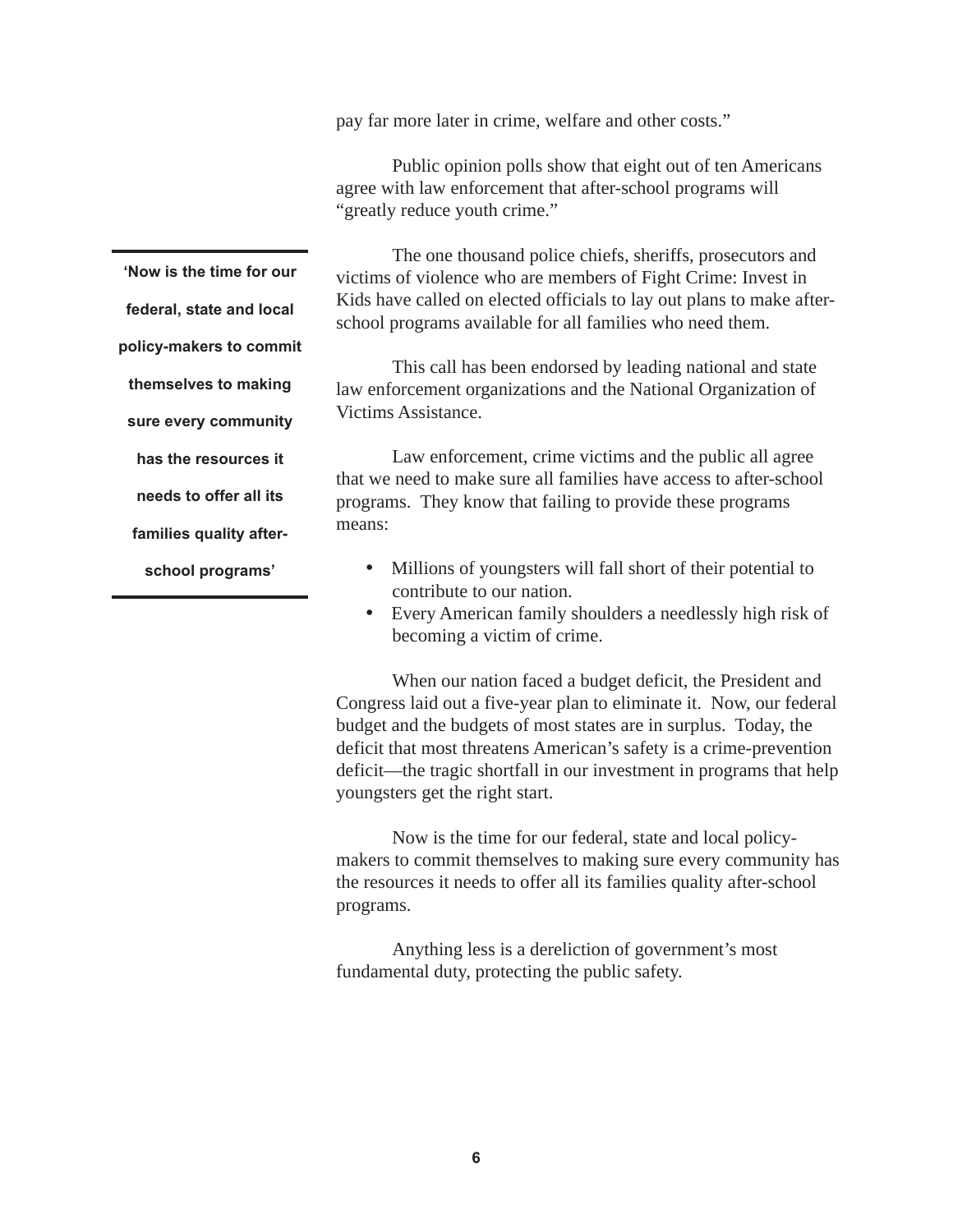pay far more later in crime, welfare and other costs."

Public opinion polls show that eight out of ten Americans agree with law enforcement that after-school programs will "greatly reduce youth crime."

> **'Now is the time for our federal, state and local policy-makers to commit themselves to making sure every community has the resources it needs to offer all its families quality after-school programs'**

The one thousand police chiefs, sheriffs, prosecutors and victims of violence who are members of Fight Crime: Invest in Kids have called on elected officials to lay out plans to make after-school programs available for all families who need them.

This call has been endorsed by leading national and state law enforcement organizations and the National Organization of Victims Assistance.

Law enforcement, crime victims and the public all agree that we need to make sure all families have access to after-school programs. They know that failing to provide these programs means:

- Millions of youngsters will fall short of their potential to contribute to our nation.
- Every American family shoulders a needlessly high risk of becoming a victim of crime.

When our nation faced a budget deficit, the President and Congress laid out a five-year plan to eliminate it. Now, our federal budget and the budgets of most states are in surplus. Today, the deficit that most threatens American's safety is a crime-prevention deficit—the tragic shortfall in our investment in programs that help youngsters get the right start.

Now is the time for our federal, state and local policy-makers to commit themselves to making sure every community has the resources it needs to offer all its families quality after-school programs.

Anything less is a dereliction of government's most fundamental duty, protecting the public safety.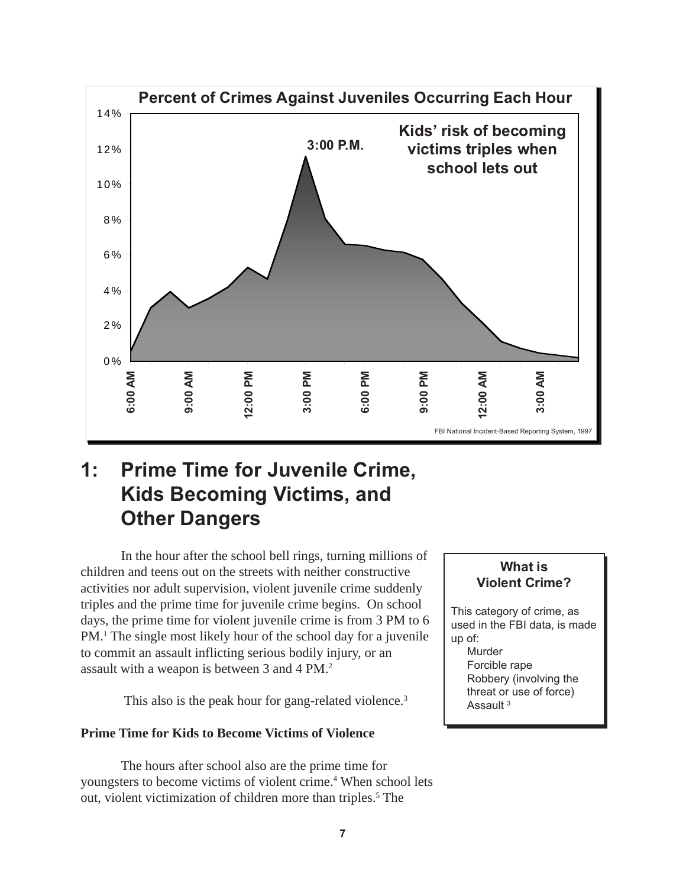**Percent of Crimes Against Juveniles Occurring Each Hour**

**Kids' risk of becoming victims triples when school lets out**

**3:00 P.M.**

FBI National Incident-Based Reporting System, 1997

# 1: Prime Time for Juvenile Crime, Kids Becoming Victims, and Other Dangers

In the hour after the school bell rings, turning millions of children and teens out on the streets with neither constructive activities nor adult supervision, violent juvenile crime suddenly triples and the prime time for juvenile crime begins. On school days, the prime time for violent juvenile crime is from 3 PM to 6 PM.[1] The single most likely hour of the school day for a juvenile to commit an assault inflicting serious bodily injury, or an assault with a weapon is between 3 and 4 PM.[2]

This also is the peak hour for gang-related violence.[3]

> **What is Violent Crime?**
>
> This category of crime, as used in the FBI data, is made up of:
> - Murder
> - Forcible rape
> - Robbery (involving the threat or use of force)
> - Assault [3]

**Prime Time for Kids to Become Victims of Violence**

The hours after school also are the prime time for youngsters to become victims of violent crime.[4] When school lets out, violent victimization of children more than triples.[5] The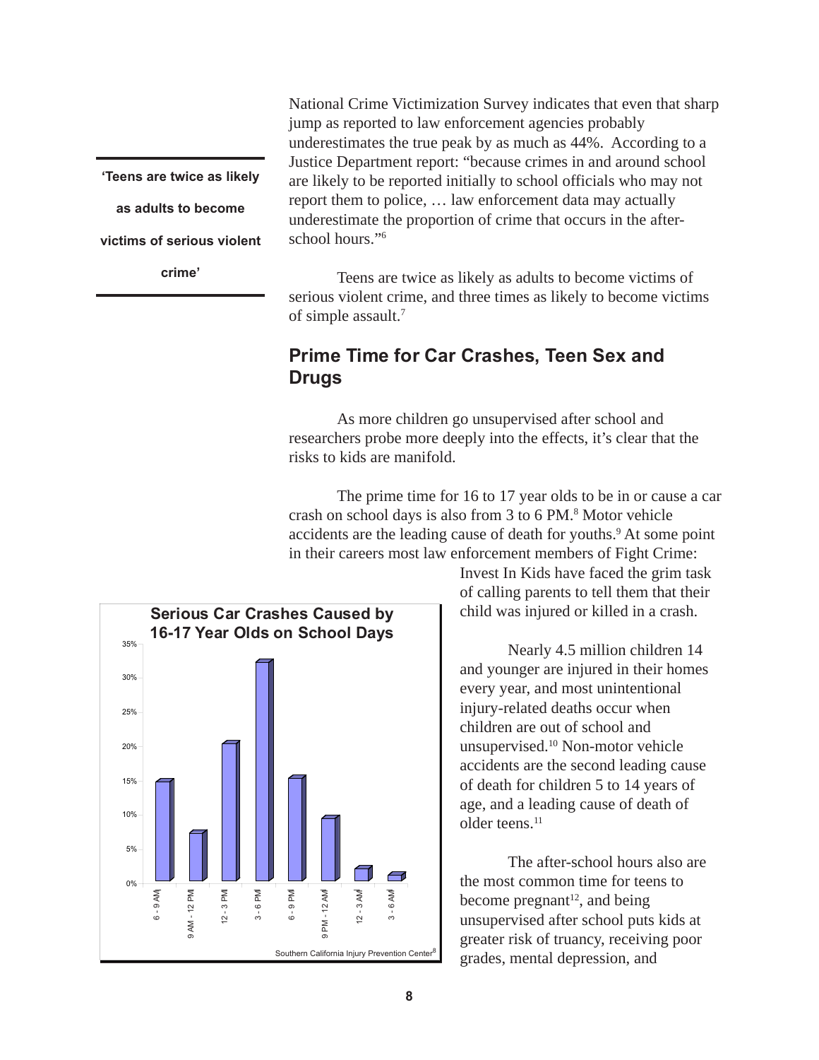National Crime Victimization Survey indicates that even that sharp jump as reported to law enforcement agencies probably underestimates the true peak by as much as 44%. According to a Justice Department report: "because crimes in and around school are likely to be reported initially to school officials who may not report them to police, … law enforcement data may actually underestimate the proportion of crime that occurs in the after-school hours."[6]

**'Teens are twice as likely as adults to become victims of serious violent crime'**

Teens are twice as likely as adults to become victims of serious violent crime, and three times as likely to become victims of simple assault.[7]

## Prime Time for Car Crashes, Teen Sex and Drugs

As more children go unsupervised after school and researchers probe more deeply into the effects, it's clear that the risks to kids are manifold.

The prime time for 16 to 17 year olds to be in or cause a car crash on school days is also from 3 to 6 PM.[8] Motor vehicle accidents are the leading cause of death for youths.[9] At some point in their careers most law enforcement members of Fight Crime: Invest In Kids have faced the grim task of calling parents to tell them that their child was injured or killed in a crash.

**Serious Car Crashes Caused by 16-17 Year Olds on School Days**

| Time | Percent (approx.) |
|---|---|
| 6 - 9 AM | 15% |
| 9 AM - 12 PM | 7% |
| 12 - 3 PM | 20% |
| 3 - 6 PM | 32% |
| 6 - 9 PM | 15% |
| 9 PM - 12 AM | 9% |
| 12 - 3 AM | 2% |
| 3 - 6 AM | 1% |

Southern California Injury Prevention Center[8]

Nearly 4.5 million children 14 and younger are injured in their homes every year, and most unintentional injury-related deaths occur when children are out of school and unsupervised.[10] Non-motor vehicle accidents are the second leading cause of death for children 5 to 14 years of age, and a leading cause of death of older teens.[11]

The after-school hours also are the most common time for teens to become pregnant[12], and being unsupervised after school puts kids at greater risk of truancy, receiving poor grades, mental depression, and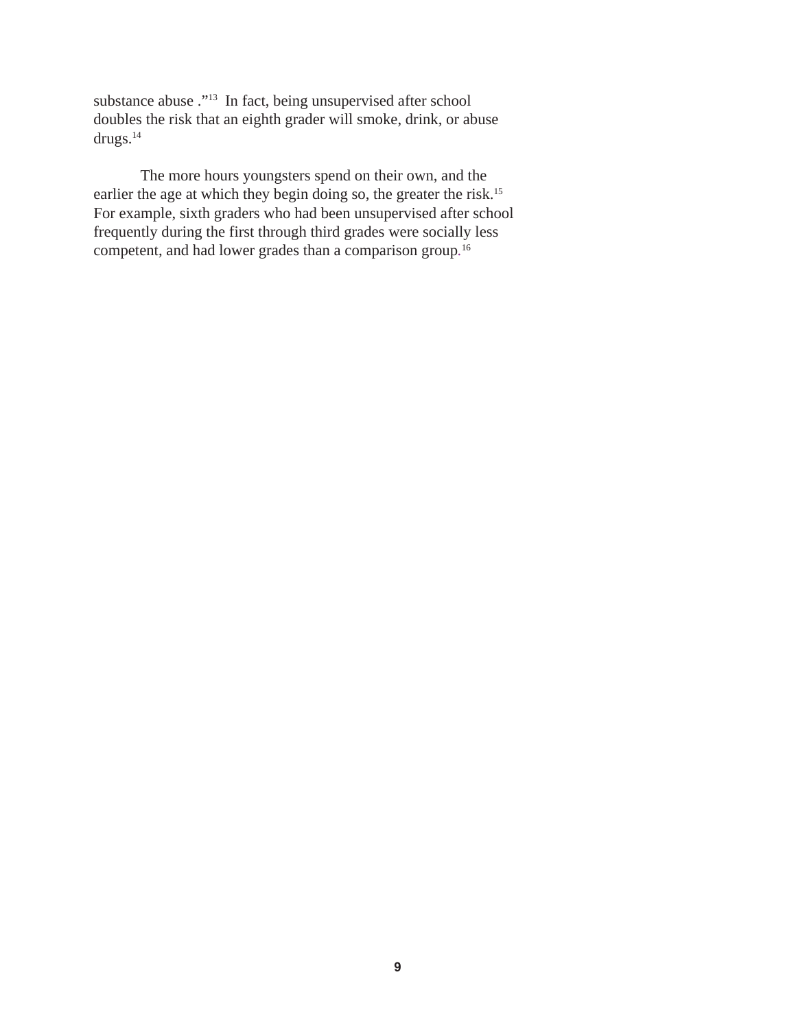substance abuse ."[13] In fact, being unsupervised after school doubles the risk that an eighth grader will smoke, drink, or abuse drugs.[14]

The more hours youngsters spend on their own, and the earlier the age at which they begin doing so, the greater the risk.[15] For example, sixth graders who had been unsupervised after school frequently during the first through third grades were socially less competent, and had lower grades than a comparison group.[16]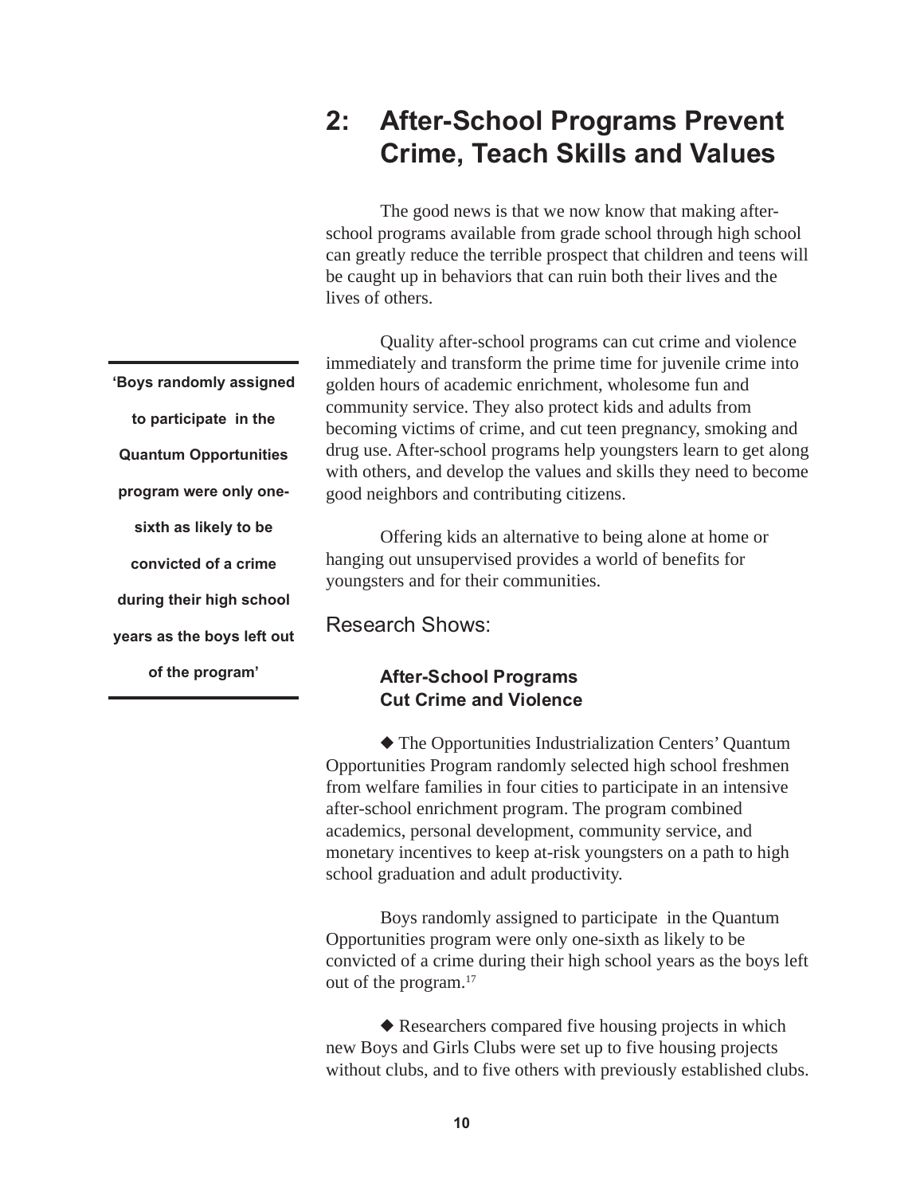## 2: After-School Programs Prevent Crime, Teach Skills and Values

The good news is that we now know that making after-school programs available from grade school through high school can greatly reduce the terrible prospect that children and teens will be caught up in behaviors that can ruin both their lives and the lives of others.

Quality after-school programs can cut crime and violence immediately and transform the prime time for juvenile crime into golden hours of academic enrichment, wholesome fun and community service. They also protect kids and adults from becoming victims of crime, and cut teen pregnancy, smoking and drug use. After-school programs help youngsters learn to get along with others, and develop the values and skills they need to become good neighbors and contributing citizens.

**'Boys randomly assigned to participate in the Quantum Opportunities program were only one-sixth as likely to be convicted of a crime during their high school years as the boys left out of the program'**

Offering kids an alternative to being alone at home or hanging out unsupervised provides a world of benefits for youngsters and for their communities.

### Research Shows:

#### After-School Programs Cut Crime and Violence

◆ The Opportunities Industrialization Centers' Quantum Opportunities Program randomly selected high school freshmen from welfare families in four cities to participate in an intensive after-school enrichment program. The program combined academics, personal development, community service, and monetary incentives to keep at-risk youngsters on a path to high school graduation and adult productivity.

Boys randomly assigned to participate in the Quantum Opportunities program were only one-sixth as likely to be convicted of a crime during their high school years as the boys left out of the program.[17]

◆ Researchers compared five housing projects in which new Boys and Girls Clubs were set up to five housing projects without clubs, and to five others with previously established clubs.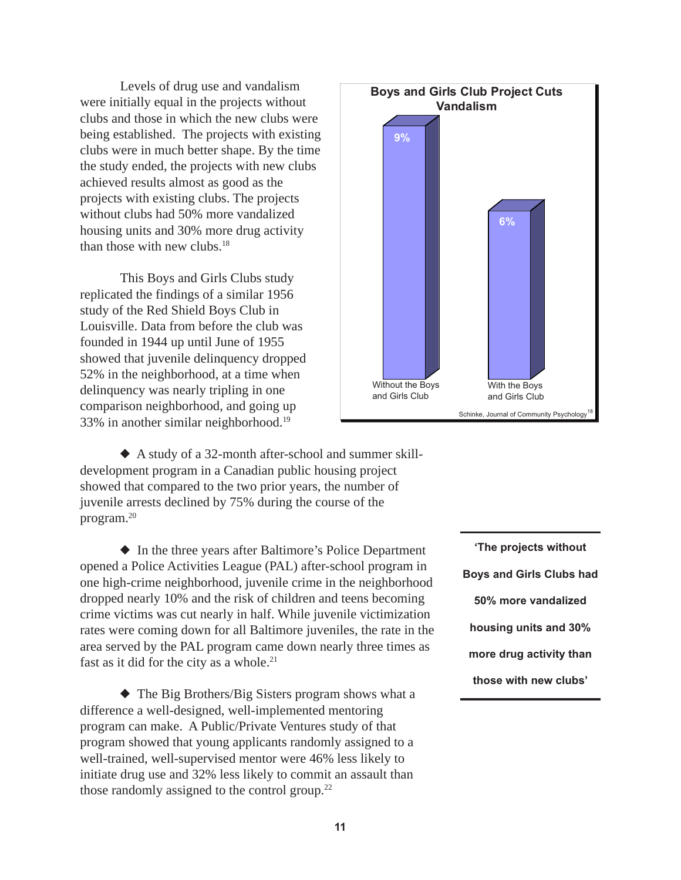Levels of drug use and vandalism were initially equal in the projects without clubs and those in which the new clubs were being established. The projects with existing clubs were in much better shape. By the time the study ended, the projects with new clubs achieved results almost as good as the projects with existing clubs. The projects without clubs had 50% more vandalized housing units and 30% more drug activity than those with new clubs.[18]

This Boys and Girls Clubs study replicated the findings of a similar 1956 study of the Red Shield Boys Club in Louisville. Data from before the club was founded in 1944 up until June of 1955 showed that juvenile delinquency dropped 52% in the neighborhood, at a time when delinquency was nearly tripling in one comparison neighborhood, and going up 33% in another similar neighborhood.[19]

**Boys and Girls Club Project Cuts Vandalism**

| | Without the Boys and Girls Club | With the Boys and Girls Club |
|---|---|---|
| Vandalism | 9% | 6% |

Schinke, Journal of Community Psychology[18]

◆ A study of a 32-month after-school and summer skill-development program in a Canadian public housing project showed that compared to the two prior years, the number of juvenile arrests declined by 75% during the course of the program.[20]

◆ In the three years after Baltimore's Police Department opened a Police Activities League (PAL) after-school program in one high-crime neighborhood, juvenile crime in the neighborhood dropped nearly 10% and the risk of children and teens becoming crime victims was cut nearly in half. While juvenile victimization rates were coming down for all Baltimore juveniles, the rate in the area served by the PAL program came down nearly three times as fast as it did for the city as a whole.[21]

◆ The Big Brothers/Big Sisters program shows what a difference a well-designed, well-implemented mentoring program can make. A Public/Private Ventures study of that program showed that young applicants randomly assigned to a well-trained, well-supervised mentor were 46% less likely to initiate drug use and 32% less likely to commit an assault than those randomly assigned to the control group.[22]

**'The projects without Boys and Girls Clubs had 50% more vandalized housing units and 30% more drug activity than those with new clubs'**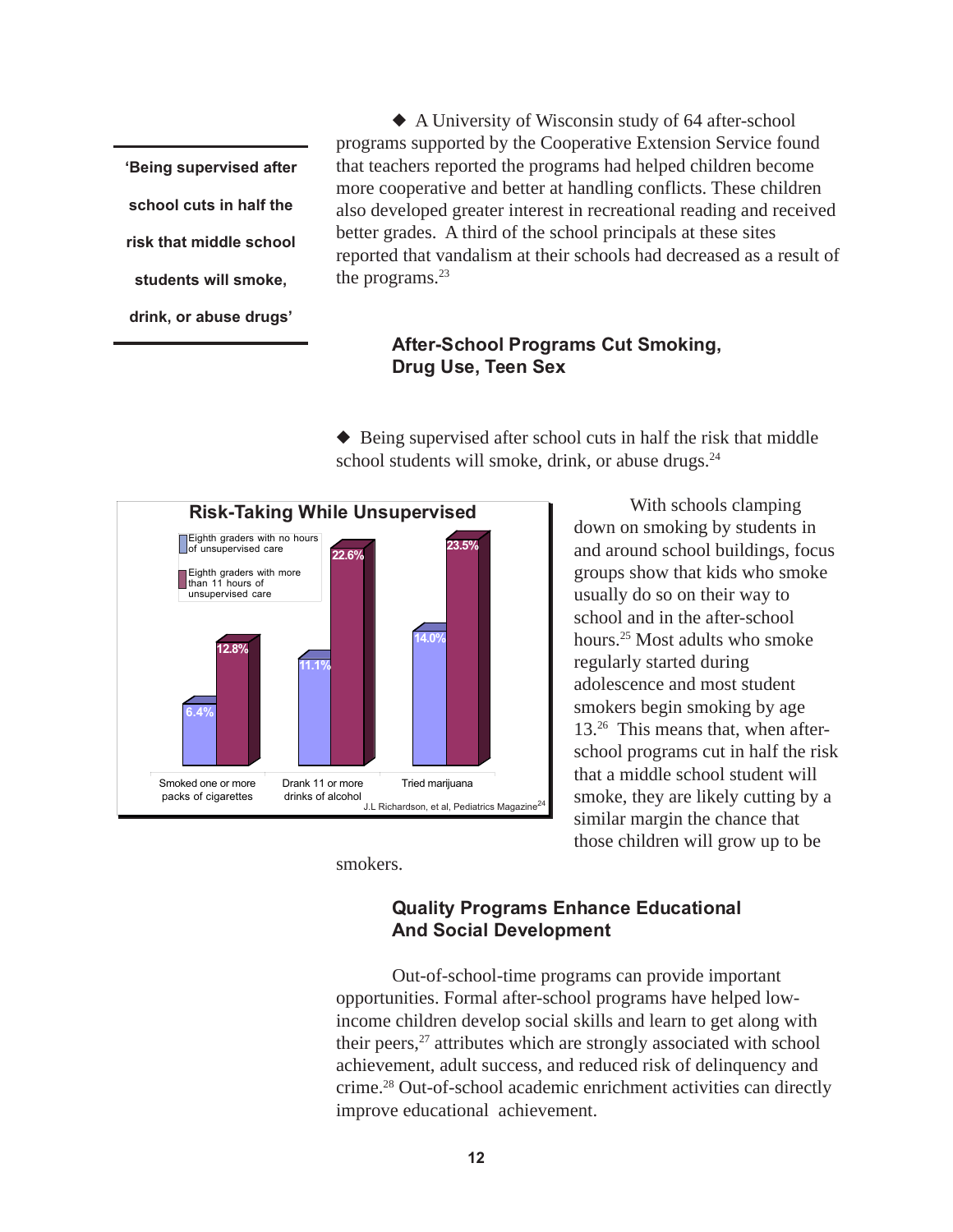> **'Being supervised after school cuts in half the risk that middle school students will smoke, drink, or abuse drugs'**

◆ A University of Wisconsin study of 64 after-school programs supported by the Cooperative Extension Service found that teachers reported the programs had helped children become more cooperative and better at handling conflicts. These children also developed greater interest in recreational reading and received better grades. A third of the school principals at these sites reported that vandalism at their schools had decreased as a result of the programs.[23]

## After-School Programs Cut Smoking, Drug Use, Teen Sex

◆ Being supervised after school cuts in half the risk that middle school students will smoke, drink, or abuse drugs.[24]

**Risk-Taking While Unsupervised**

| | Eighth graders with no hours of unsupervised care | Eighth graders with more than 11 hours of unsupervised care |
|---|---|---|
| Smoked one or more packs of cigarettes | 6.4% | 12.8% |
| Drank 11 or more drinks of alcohol | 11.1% | 22.6% |
| Tried marijuana | 14.0% | 23.5% |

J.L Richardson, et al, Pediatrics Magazine[24]

With schools clamping down on smoking by students in and around school buildings, focus groups show that kids who smoke usually do so on their way to school and in the after-school hours.[25] Most adults who smoke regularly started during adolescence and most student smokers begin smoking by age 13.[26] This means that, when after-school programs cut in half the risk that a middle school student will smoke, they are likely cutting by a similar margin the chance that those children will grow up to be smokers.

## Quality Programs Enhance Educational And Social Development

Out-of-school-time programs can provide important opportunities. Formal after-school programs have helped low-income children develop social skills and learn to get along with their peers,[27] attributes which are strongly associated with school achievement, adult success, and reduced risk of delinquency and crime.[28] Out-of-school academic enrichment activities can directly improve educational achievement.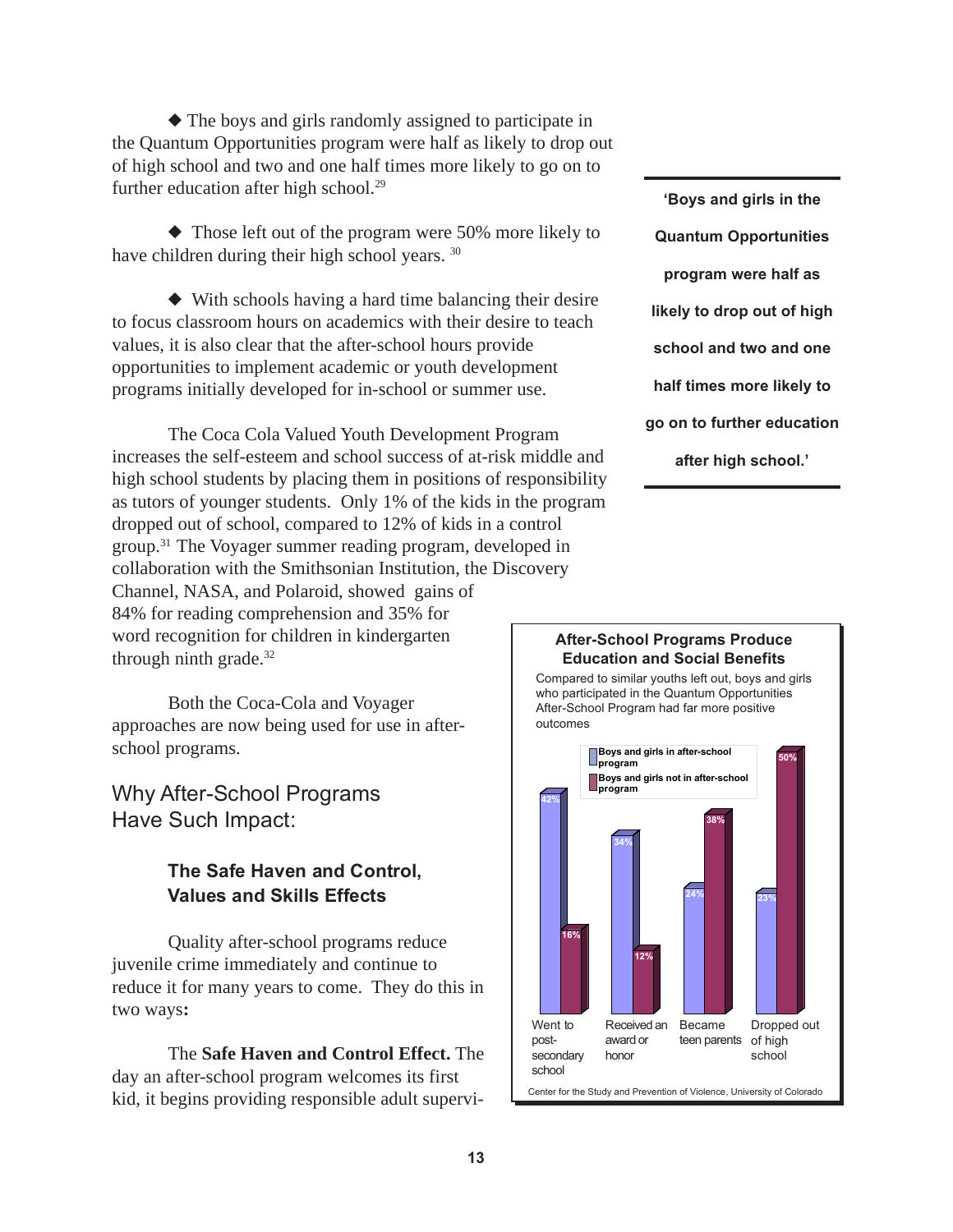◆ The boys and girls randomly assigned to participate in the Quantum Opportunities program were half as likely to drop out of high school and two and one half times more likely to go on to further education after high school.[29]

◆ Those left out of the program were 50% more likely to have children during their high school years.[30]

◆ With schools having a hard time balancing their desire to focus classroom hours on academics with their desire to teach values, it is also clear that the after-school hours provide opportunities to implement academic or youth development programs initially developed for in-school or summer use.

> **'Boys and girls in the Quantum Opportunities program were half as likely to drop out of high school and two and one half times more likely to go on to further education after high school.'**

The Coca Cola Valued Youth Development Program increases the self-esteem and school success of at-risk middle and high school students by placing them in positions of responsibility as tutors of younger students. Only 1% of the kids in the program dropped out of school, compared to 12% of kids in a control group.[31] The Voyager summer reading program, developed in collaboration with the Smithsonian Institution, the Discovery Channel, NASA, and Polaroid, showed gains of 84% for reading comprehension and 35% for word recognition for children in kindergarten through ninth grade.[32]

Both the Coca-Cola and Voyager approaches are now being used for use in after-school programs.

**After-School Programs Produce Education and Social Benefits**

Compared to similar youths left out, boys and girls who participated in the Quantum Opportunities After-School Program had far more positive outcomes

| Outcome | Boys and girls in after-school program | Boys and girls not in after-school program |
|---|---|---|
| Went to post-secondary school | 42% | 16% |
| Received an award or honor | 34% | 12% |
| Became teen parents | 24% | 38% |
| Dropped out of high school | 23% | 50% |

Center for the Study and Prevention of Violence, University of Colorado

## Why After-School Programs Have Such Impact:

### The Safe Haven and Control, Values and Skills Effects

Quality after-school programs reduce juvenile crime immediately and continue to reduce it for many years to come. They do this in two ways**:**

The **Safe Haven and Control Effect.** The day an after-school program welcomes its first kid, it begins providing responsible adult supervi-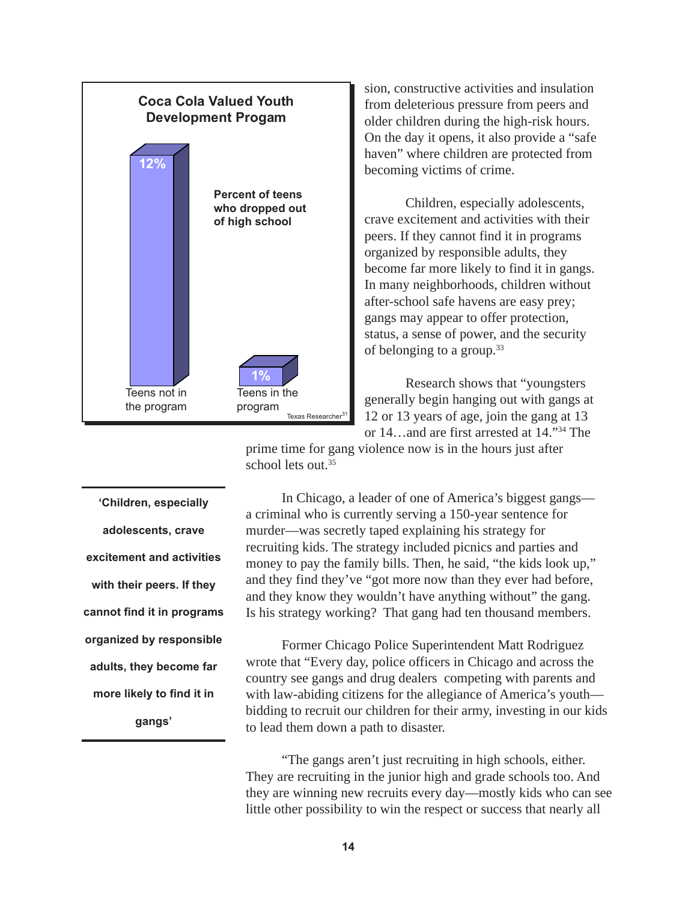**Coca Cola Valued Youth Development Progam**

**Percent of teens who dropped out of high school**

| | Percent |
|---|---|
| Teens not in the program | 12% |
| Teens in the program | 1% |

Texas Researcher[31]

sion, constructive activities and insulation from deleterious pressure from peers and older children during the high-risk hours. On the day it opens, it also provide a "safe haven" where children are protected from becoming victims of crime.

Children, especially adolescents, crave excitement and activities with their peers. If they cannot find it in programs organized by responsible adults, they become far more likely to find it in gangs. In many neighborhoods, children without after-school safe havens are easy prey; gangs may appear to offer protection, status, a sense of power, and the security of belonging to a group.[33]

Research shows that "youngsters generally begin hanging out with gangs at 12 or 13 years of age, join the gang at 13 or 14…and are first arrested at 14."[34] The prime time for gang violence now is in the hours just after school lets out.[35]

**'Children, especially adolescents, crave excitement and activities with their peers. If they cannot find it in programs organized by responsible adults, they become far more likely to find it in gangs'**

In Chicago, a leader of one of America's biggest gangs—a criminal who is currently serving a 150-year sentence for murder—was secretly taped explaining his strategy for recruiting kids. The strategy included picnics and parties and money to pay the family bills. Then, he said, "the kids look up," and they find they've "got more now than they ever had before, and they know they wouldn't have anything without" the gang. Is his strategy working? That gang had ten thousand members.

Former Chicago Police Superintendent Matt Rodriguez wrote that "Every day, police officers in Chicago and across the country see gangs and drug dealers competing with parents and with law-abiding citizens for the allegiance of America's youth—bidding to recruit our children for their army, investing in our kids to lead them down a path to disaster.

"The gangs aren't just recruiting in high schools, either. They are recruiting in the junior high and grade schools too. And they are winning new recruits every day—mostly kids who can see little other possibility to win the respect or success that nearly all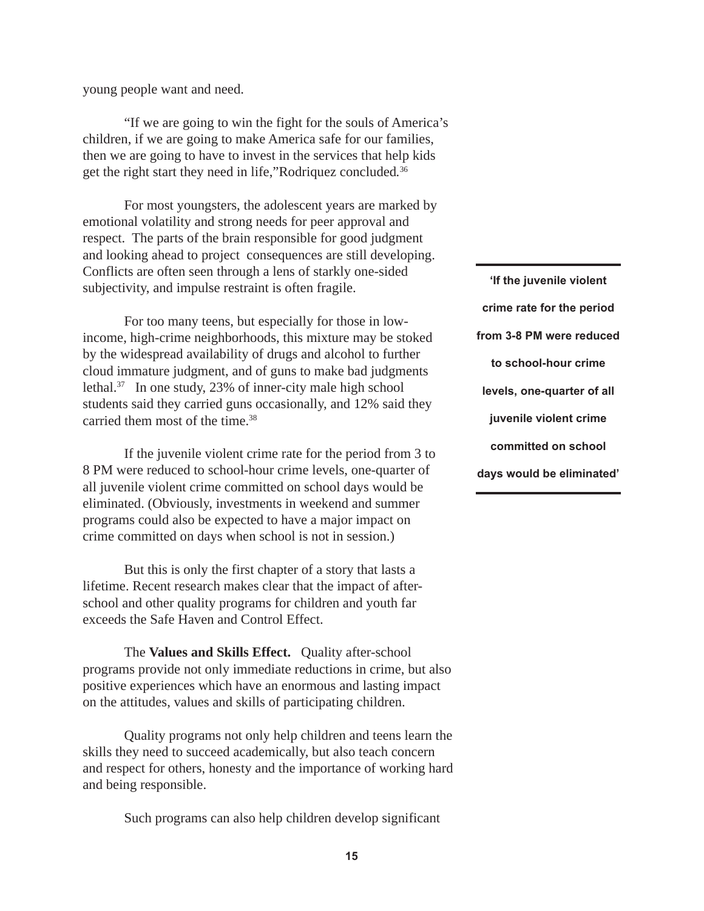young people want and need.

"If we are going to win the fight for the souls of America's children, if we are going to make America safe for our families, then we are going to have to invest in the services that help kids get the right start they need in life,"Rodriquez concluded.[36]

For most youngsters, the adolescent years are marked by emotional volatility and strong needs for peer approval and respect. The parts of the brain responsible for good judgment and looking ahead to project consequences are still developing. Conflicts are often seen through a lens of starkly one-sided subjectivity, and impulse restraint is often fragile.

> **'If the juvenile violent crime rate for the period from 3-8 PM were reduced to school-hour crime levels, one-quarter of all juvenile violent crime committed on school days would be eliminated'**

For too many teens, but especially for those in low-income, high-crime neighborhoods, this mixture may be stoked by the widespread availability of drugs and alcohol to further cloud immature judgment, and of guns to make bad judgments lethal.[37] In one study, 23% of inner-city male high school students said they carried guns occasionally, and 12% said they carried them most of the time.[38]

If the juvenile violent crime rate for the period from 3 to 8 PM were reduced to school-hour crime levels, one-quarter of all juvenile violent crime committed on school days would be eliminated. (Obviously, investments in weekend and summer programs could also be expected to have a major impact on crime committed on days when school is not in session.)

But this is only the first chapter of a story that lasts a lifetime. Recent research makes clear that the impact of after-school and other quality programs for children and youth far exceeds the Safe Haven and Control Effect.

The **Values and Skills Effect.** Quality after-school programs provide not only immediate reductions in crime, but also positive experiences which have an enormous and lasting impact on the attitudes, values and skills of participating children.

Quality programs not only help children and teens learn the skills they need to succeed academically, but also teach concern and respect for others, honesty and the importance of working hard and being responsible.

Such programs can also help children develop significant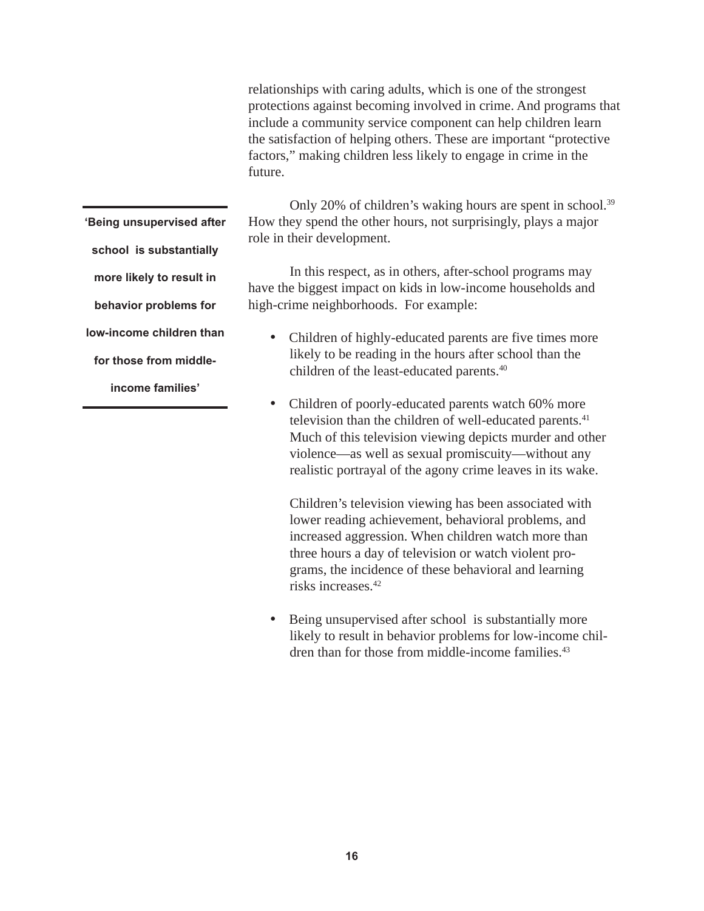relationships with caring adults, which is one of the strongest protections against becoming involved in crime. And programs that include a community service component can help children learn the satisfaction of helping others. These are important "protective factors," making children less likely to engage in crime in the future.

**'Being unsupervised after school is substantially more likely to result in behavior problems for low-income children than for those from middle-income families'**

Only 20% of children's waking hours are spent in school.[39] How they spend the other hours, not surprisingly, plays a major role in their development.

In this respect, as in others, after-school programs may have the biggest impact on kids in low-income households and high-crime neighborhoods. For example:

- Children of highly-educated parents are five times more likely to be reading in the hours after school than the children of the least-educated parents.[40]

- Children of poorly-educated parents watch 60% more television than the children of well-educated parents.[41] Much of this television viewing depicts murder and other violence—as well as sexual promiscuity—without any realistic portrayal of the agony crime leaves in its wake.

  Children's television viewing has been associated with lower reading achievement, behavioral problems, and increased aggression. When children watch more than three hours a day of television or watch violent programs, the incidence of these behavioral and learning risks increases.[42]

- Being unsupervised after school is substantially more likely to result in behavior problems for low-income children than for those from middle-income families.[43]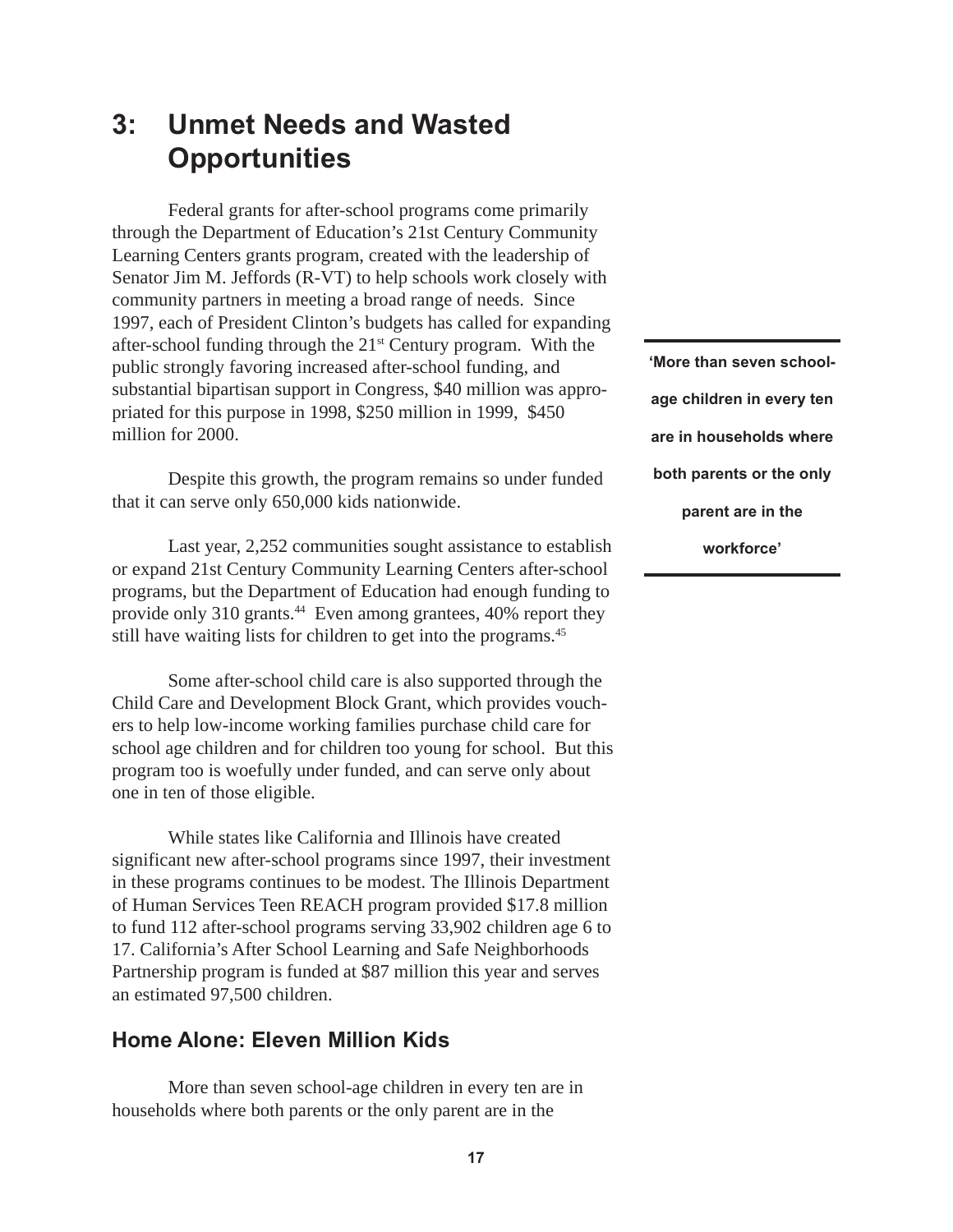## 3: Unmet Needs and Wasted Opportunities

Federal grants for after-school programs come primarily through the Department of Education's 21st Century Community Learning Centers grants program, created with the leadership of Senator Jim M. Jeffords (R-VT) to help schools work closely with community partners in meeting a broad range of needs. Since 1997, each of President Clinton's budgets has called for expanding after-school funding through the 21st Century program. With the public strongly favoring increased after-school funding, and substantial bipartisan support in Congress, $40 million was appropriated for this purpose in 1998, $250 million in 1999, $450 million for 2000.

Despite this growth, the program remains so under funded that it can serve only 650,000 kids nationwide.

Last year, 2,252 communities sought assistance to establish or expand 21st Century Community Learning Centers after-school programs, but the Department of Education had enough funding to provide only 310 grants.[44] Even among grantees, 40% report they still have waiting lists for children to get into the programs.[45]

Some after-school child care is also supported through the Child Care and Development Block Grant, which provides vouchers to help low-income working families purchase child care for school age children and for children too young for school. But this program too is woefully under funded, and can serve only about one in ten of those eligible.

While states like California and Illinois have created significant new after-school programs since 1997, their investment in these programs continues to be modest. The Illinois Department of Human Services Teen REACH program provided $17.8 million to fund 112 after-school programs serving 33,902 children age 6 to 17. California's After School Learning and Safe Neighborhoods Partnership program is funded at $87 million this year and serves an estimated 97,500 children.

**'More than seven school-age children in every ten are in households where both parents or the only parent are in the workforce'**

### Home Alone: Eleven Million Kids

More than seven school-age children in every ten are in households where both parents or the only parent are in the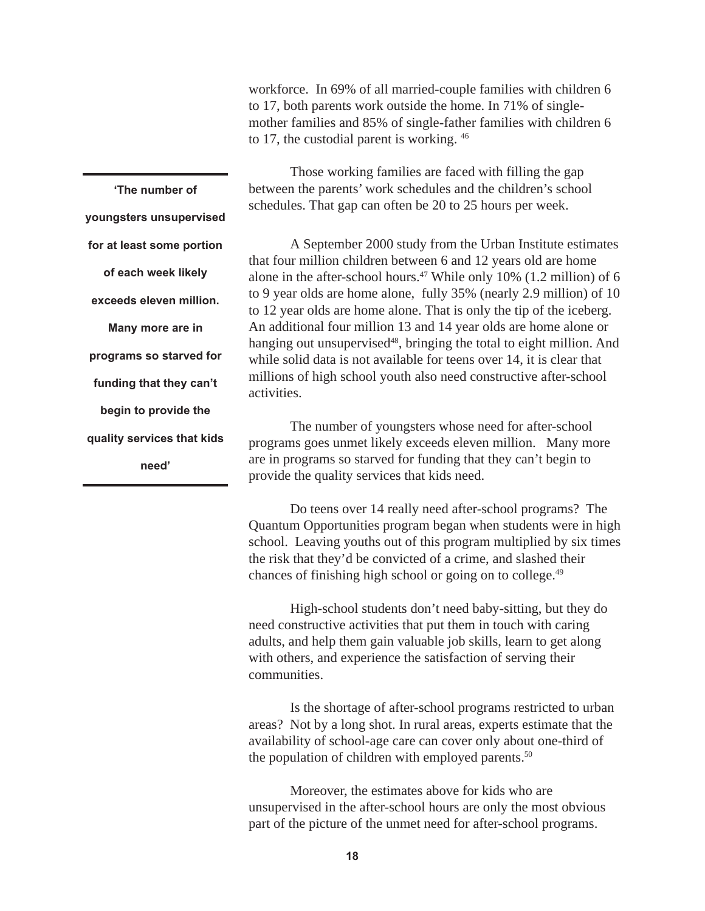workforce.  In 69% of all married-couple families with children 6 to 17, both parents work outside the home. In 71% of single-mother families and 85% of single-father families with children 6 to 17, the custodial parent is working. [46]

Those working families are faced with filling the gap between the parents' work schedules and the children's school schedules. That gap can often be 20 to 25 hours per week.

> **'The number of youngsters unsupervised for at least some portion of each week likely exceeds eleven million. Many more are in programs so starved for funding that they can't begin to provide the quality services that kids need'**

A September 2000 study from the Urban Institute estimates that four million children between 6 and 12 years old are home alone in the after-school hours.[47] While only 10% (1.2 million) of 6 to 9 year olds are home alone, fully 35% (nearly 2.9 million) of 10 to 12 year olds are home alone. That is only the tip of the iceberg. An additional four million 13 and 14 year olds are home alone or hanging out unsupervised[48], bringing the total to eight million. And while solid data is not available for teens over 14, it is clear that millions of high school youth also need constructive after-school activities.

The number of youngsters whose need for after-school programs goes unmet likely exceeds eleven million.   Many more are in programs so starved for funding that they can't begin to provide the quality services that kids need.

Do teens over 14 really need after-school programs?  The Quantum Opportunities program began when students were in high school.  Leaving youths out of this program multiplied by six times the risk that they'd be convicted of a crime, and slashed their chances of finishing high school or going on to college.[49]

High-school students don't need baby-sitting, but they do need constructive activities that put them in touch with caring adults, and help them gain valuable job skills, learn to get along with others, and experience the satisfaction of serving their communities.

Is the shortage of after-school programs restricted to urban areas?  Not by a long shot. In rural areas, experts estimate that the availability of school-age care can cover only about one-third of the population of children with employed parents.[50]

Moreover, the estimates above for kids who are unsupervised in the after-school hours are only the most obvious part of the picture of the unmet need for after-school programs.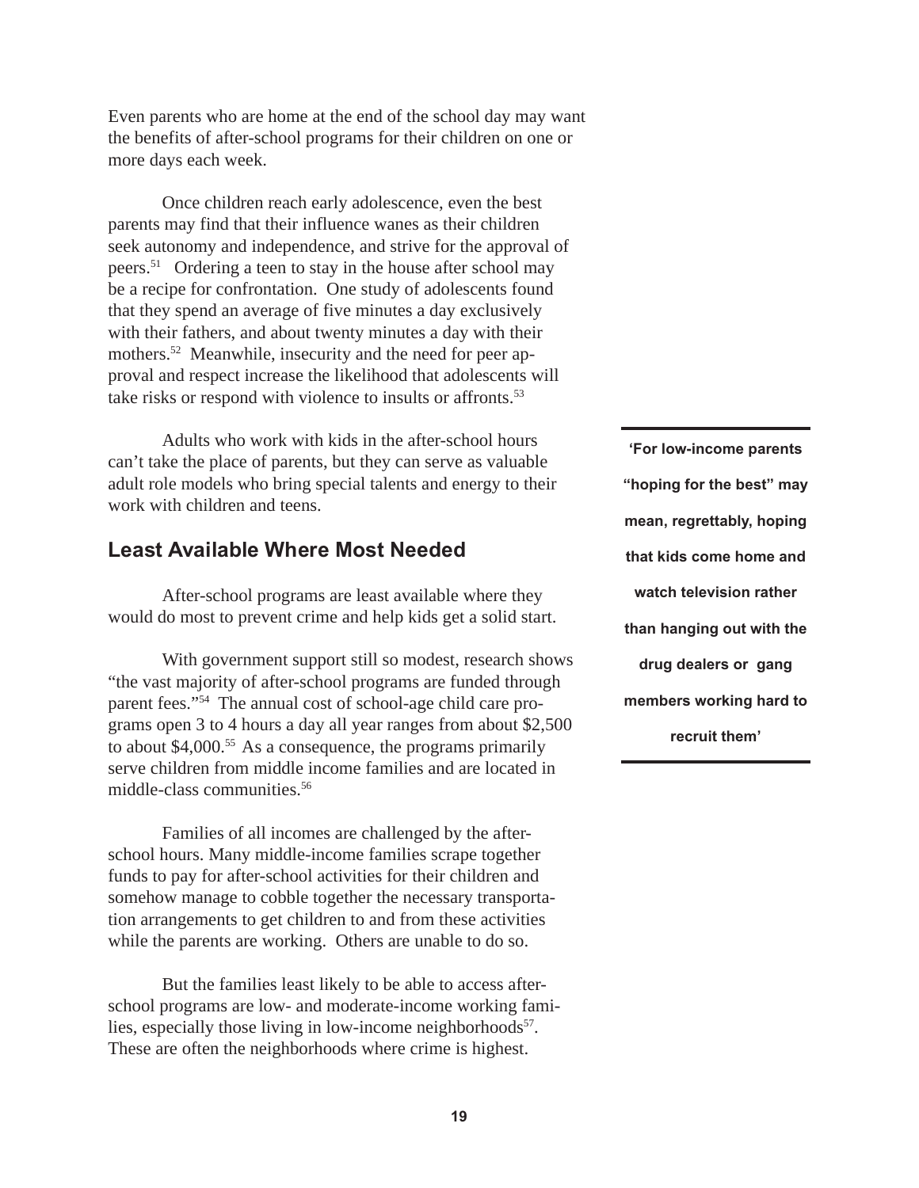Even parents who are home at the end of the school day may want the benefits of after-school programs for their children on one or more days each week.

Once children reach early adolescence, even the best parents may find that their influence wanes as their children seek autonomy and independence, and strive for the approval of peers.[51] Ordering a teen to stay in the house after school may be a recipe for confrontation. One study of adolescents found that they spend an average of five minutes a day exclusively with their fathers, and about twenty minutes a day with their mothers.[52] Meanwhile, insecurity and the need for peer approval and respect increase the likelihood that adolescents will take risks or respond with violence to insults or affronts.[53]

Adults who work with kids in the after-school hours can't take the place of parents, but they can serve as valuable adult role models who bring special talents and energy to their work with children and teens.

**'For low-income parents "hoping for the best" may mean, regrettably, hoping that kids come home and watch television rather than hanging out with the drug dealers or gang members working hard to recruit them'**

## Least Available Where Most Needed

After-school programs are least available where they would do most to prevent crime and help kids get a solid start.

With government support still so modest, research shows "the vast majority of after-school programs are funded through parent fees."[54] The annual cost of school-age child care programs open 3 to 4 hours a day all year ranges from about $2,500 to about $4,000.[55] As a consequence, the programs primarily serve children from middle income families and are located in middle-class communities.[56]

Families of all incomes are challenged by the after-school hours. Many middle-income families scrape together funds to pay for after-school activities for their children and somehow manage to cobble together the necessary transportation arrangements to get children to and from these activities while the parents are working. Others are unable to do so.

But the families least likely to be able to access after-school programs are low- and moderate-income working families, especially those living in low-income neighborhoods[57]. These are often the neighborhoods where crime is highest.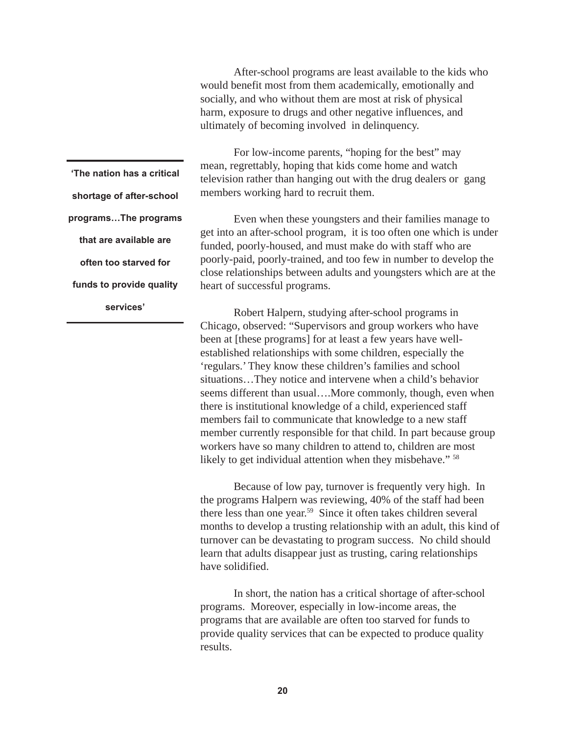After-school programs are least available to the kids who would benefit most from them academically, emotionally and socially, and who without them are most at risk of physical harm, exposure to drugs and other negative influences, and ultimately of becoming involved in delinquency.

For low-income parents, “hoping for the best” may mean, regrettably, hoping that kids come home and watch television rather than hanging out with the drug dealers or gang members working hard to recruit them.

> **‘The nation has a critical shortage of after-school programs…The programs that are available are often too starved for funds to provide quality services’**

Even when these youngsters and their families manage to get into an after-school program, it is too often one which is under funded, poorly-housed, and must make do with staff who are poorly-paid, poorly-trained, and too few in number to develop the close relationships between adults and youngsters which are at the heart of successful programs.

Robert Halpern, studying after-school programs in Chicago, observed: “Supervisors and group workers who have been at [these programs] for at least a few years have well-established relationships with some children, especially the ‘regulars.’ They know these children’s families and school situations…They notice and intervene when a child’s behavior seems different than usual….More commonly, though, even when there is institutional knowledge of a child, experienced staff members fail to communicate that knowledge to a new staff member currently responsible for that child. In part because group workers have so many children to attend to, children are most likely to get individual attention when they misbehave.” [58]

Because of low pay, turnover is frequently very high. In the programs Halpern was reviewing, 40% of the staff had been there less than one year.[59] Since it often takes children several months to develop a trusting relationship with an adult, this kind of turnover can be devastating to program success. No child should learn that adults disappear just as trusting, caring relationships have solidified.

In short, the nation has a critical shortage of after-school programs. Moreover, especially in low-income areas, the programs that are available are often too starved for funds to provide quality services that can be expected to produce quality results.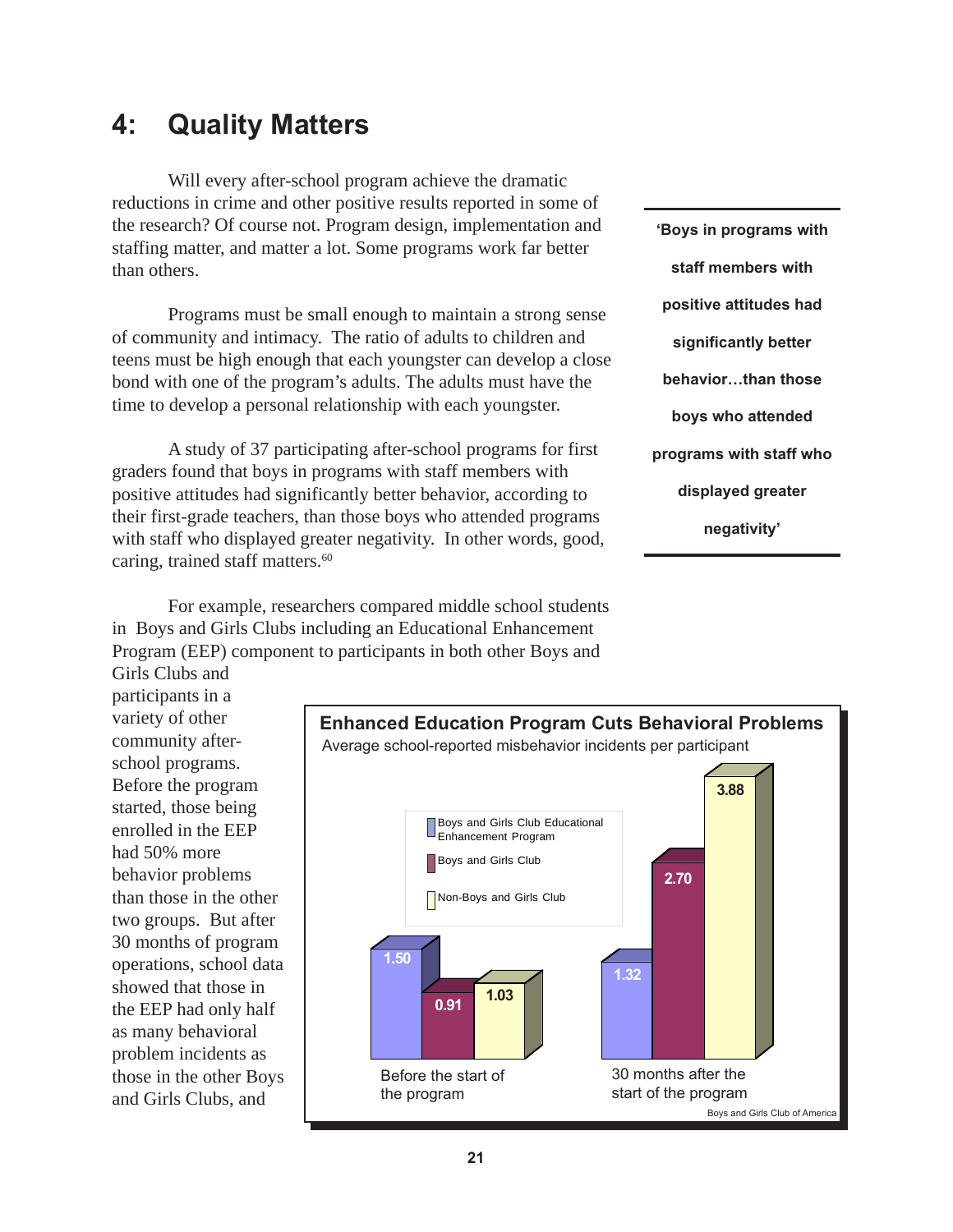# 4: Quality Matters

Will every after-school program achieve the dramatic reductions in crime and other positive results reported in some of the research? Of course not. Program design, implementation and staffing matter, and matter a lot. Some programs work far better than others.

Programs must be small enough to maintain a strong sense of community and intimacy. The ratio of adults to children and teens must be high enough that each youngster can develop a close bond with one of the program's adults. The adults must have the time to develop a personal relationship with each youngster.

A study of 37 participating after-school programs for first graders found that boys in programs with staff members with positive attitudes had significantly better behavior, according to their first-grade teachers, than those boys who attended programs with staff who displayed greater negativity. In other words, good, caring, trained staff matters.[60]

**'Boys in programs with staff members with positive attitudes had significantly better behavior…than those boys who attended programs with staff who displayed greater negativity'**

For example, researchers compared middle school students in Boys and Girls Clubs including an Educational Enhancement Program (EEP) component to participants in both other Boys and Girls Clubs and participants in a variety of other community after-school programs. Before the program started, those being enrolled in the EEP had 50% more behavior problems than those in the other two groups. But after 30 months of program operations, school data showed that those in the EEP had only half as many behavioral problem incidents as those in the other Boys and Girls Clubs, and

**Enhanced Education Program Cuts Behavioral Problems**

Average school-reported misbehavior incidents per participant

| | Boys and Girls Club Educational Enhancement Program | Boys and Girls Club | Non-Boys and Girls Club |
|---|---|---|---|
| Before the start of the program | 1.50 | 0.91 | 1.03 |
| 30 months after the start of the program | 1.32 | 2.70 | 3.88 |

Boys and Girls Club of America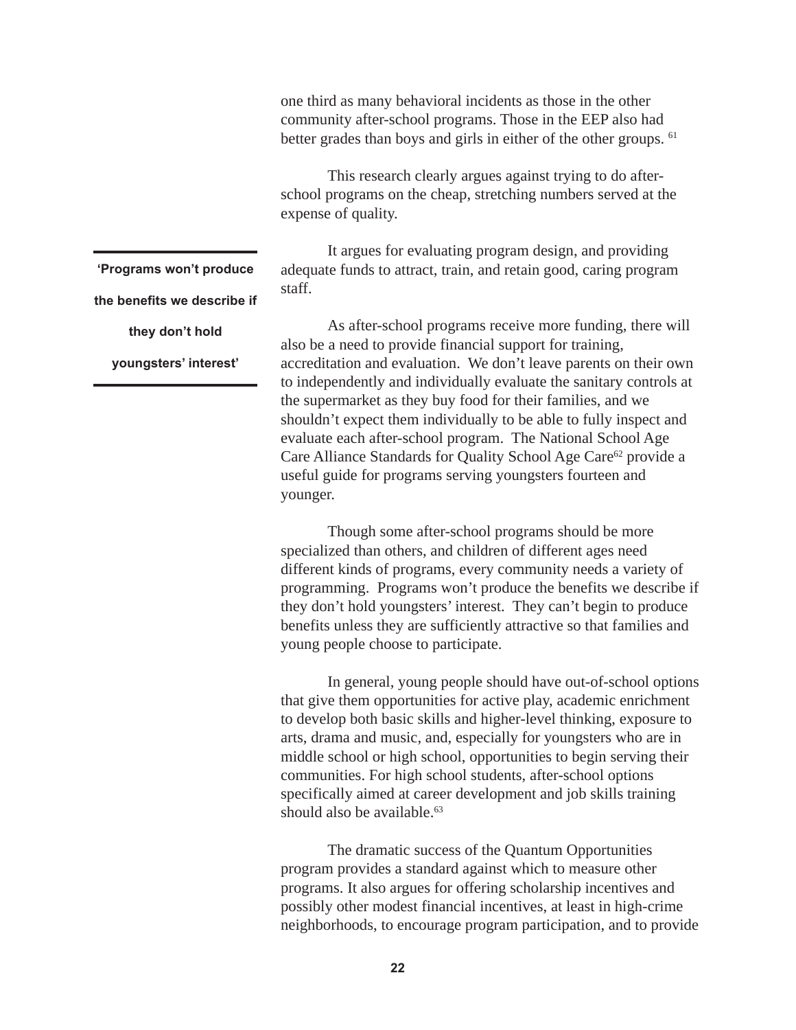one third as many behavioral incidents as those in the other community after-school programs. Those in the EEP also had better grades than boys and girls in either of the other groups. [61]

This research clearly argues against trying to do after-school programs on the cheap, stretching numbers served at the expense of quality.

It argues for evaluating program design, and providing adequate funds to attract, train, and retain good, caring program staff.

> **'Programs won't produce the benefits we describe if they don't hold youngsters' interest'**

As after-school programs receive more funding, there will also be a need to provide financial support for training, accreditation and evaluation. We don't leave parents on their own to independently and individually evaluate the sanitary controls at the supermarket as they buy food for their families, and we shouldn't expect them individually to be able to fully inspect and evaluate each after-school program. The National School Age Care Alliance Standards for Quality School Age Care[62] provide a useful guide for programs serving youngsters fourteen and younger.

Though some after-school programs should be more specialized than others, and children of different ages need different kinds of programs, every community needs a variety of programming. Programs won't produce the benefits we describe if they don't hold youngsters' interest. They can't begin to produce benefits unless they are sufficiently attractive so that families and young people choose to participate.

In general, young people should have out-of-school options that give them opportunities for active play, academic enrichment to develop both basic skills and higher-level thinking, exposure to arts, drama and music, and, especially for youngsters who are in middle school or high school, opportunities to begin serving their communities. For high school students, after-school options specifically aimed at career development and job skills training should also be available.[63]

The dramatic success of the Quantum Opportunities program provides a standard against which to measure other programs. It also argues for offering scholarship incentives and possibly other modest financial incentives, at least in high-crime neighborhoods, to encourage program participation, and to provide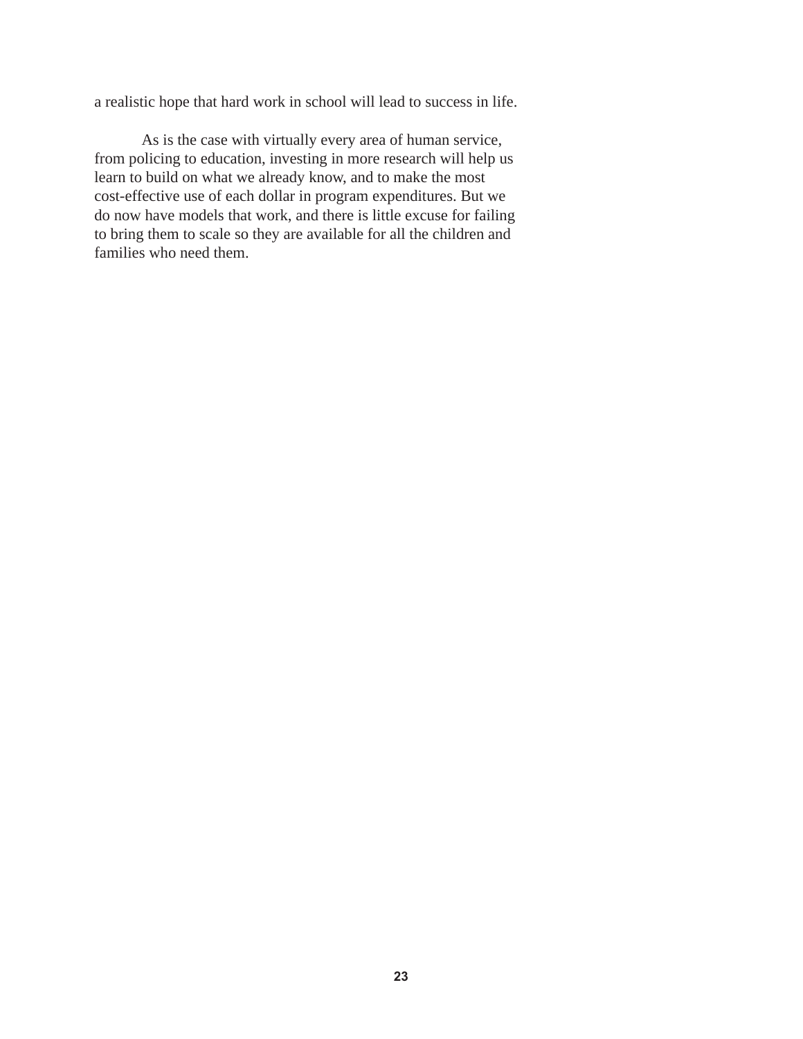a realistic hope that hard work in school will lead to success in life.

As is the case with virtually every area of human service, from policing to education, investing in more research will help us learn to build on what we already know, and to make the most cost-effective use of each dollar in program expenditures. But we do now have models that work, and there is little excuse for failing to bring them to scale so they are available for all the children and families who need them.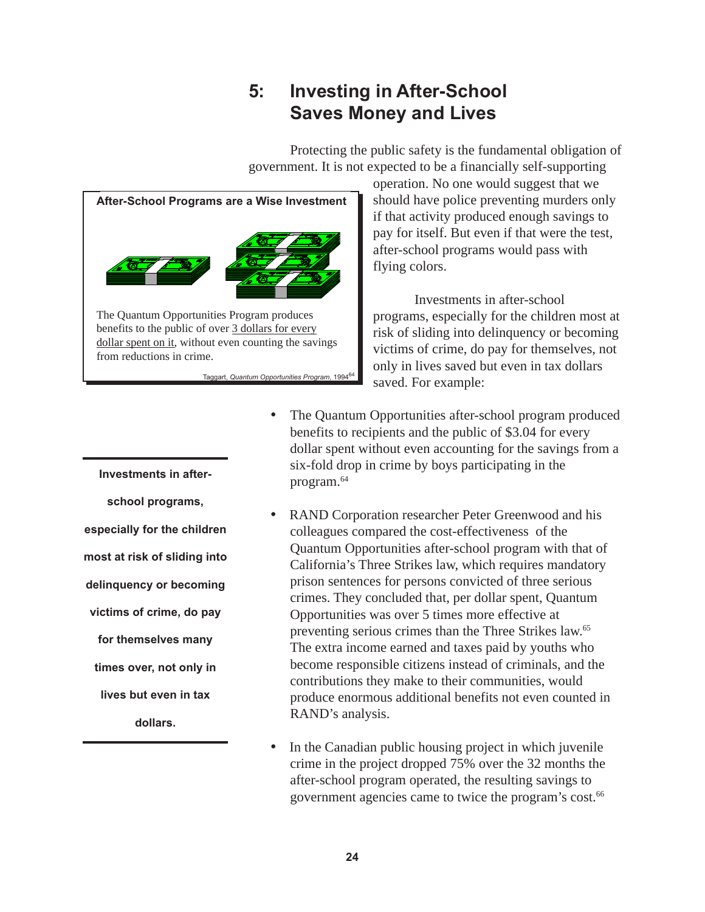## 5: Investing in After-School Saves Money and Lives

Protecting the public safety is the fundamental obligation of government. It is not expected to be a financially self-supporting operation. No one would suggest that we should have police preventing murders only if that activity produced enough savings to pay for itself. But even if that were the test, after-school programs would pass with flying colors.

**After-School Programs are a Wise Investment**

The Quantum Opportunities Program produces benefits to the public of over 3 dollars for every dollar spent on it, without even counting the savings from reductions in crime.

Taggart, *Quantum Opportunities Program*, 1994[64]

Investments in after-school programs, especially for the children most at risk of sliding into delinquency or becoming victims of crime, do pay for themselves, not only in lives saved but even in tax dollars saved. For example:

**Investments in after-school programs, especially for the children most at risk of sliding into delinquency or becoming victims of crime, do pay for themselves many times over, not only in lives but even in tax dollars.**

- The Quantum Opportunities after-school program produced benefits to recipients and the public of $3.04 for every dollar spent without even accounting for the savings from a six-fold drop in crime by boys participating in the program.[64]

- RAND Corporation researcher Peter Greenwood and his colleagues compared the cost-effectiveness of the Quantum Opportunities after-school program with that of California's Three Strikes law, which requires mandatory prison sentences for persons convicted of three serious crimes. They concluded that, per dollar spent, Quantum Opportunities was over 5 times more effective at preventing serious crimes than the Three Strikes law.[65] The extra income earned and taxes paid by youths who become responsible citizens instead of criminals, and the contributions they make to their communities, would produce enormous additional benefits not even counted in RAND's analysis.

- In the Canadian public housing project in which juvenile crime in the project dropped 75% over the 32 months the after-school program operated, the resulting savings to government agencies came to twice the program's cost.[66]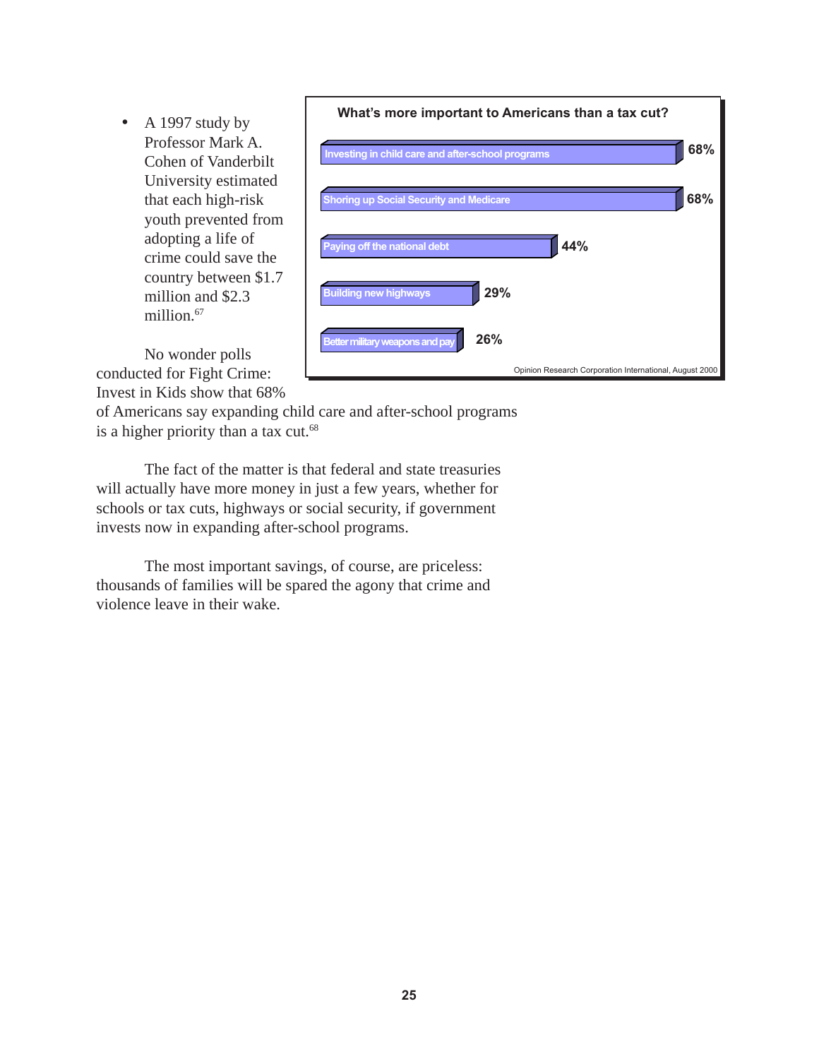- A 1997 study by Professor Mark A. Cohen of Vanderbilt University estimated that each high-risk youth prevented from adopting a life of crime could save the country between $1.7 million and $2.3 million.[67]

**What's more important to Americans than a tax cut?**

| Item | Percent |
| --- | --- |
| Investing in child care and after-school programs | 68% |
| Shoring up Social Security and Medicare | 68% |
| Paying off the national debt | 44% |
| Building new highways | 29% |
| Better military weapons and pay | 26% |

Opinion Research Corporation International, August 2000

No wonder polls conducted for Fight Crime: Invest in Kids show that 68% of Americans say expanding child care and after-school programs is a higher priority than a tax cut.[68]

The fact of the matter is that federal and state treasuries will actually have more money in just a few years, whether for schools or tax cuts, highways or social security, if government invests now in expanding after-school programs.

The most important savings, of course, are priceless: thousands of families will be spared the agony that crime and violence leave in their wake.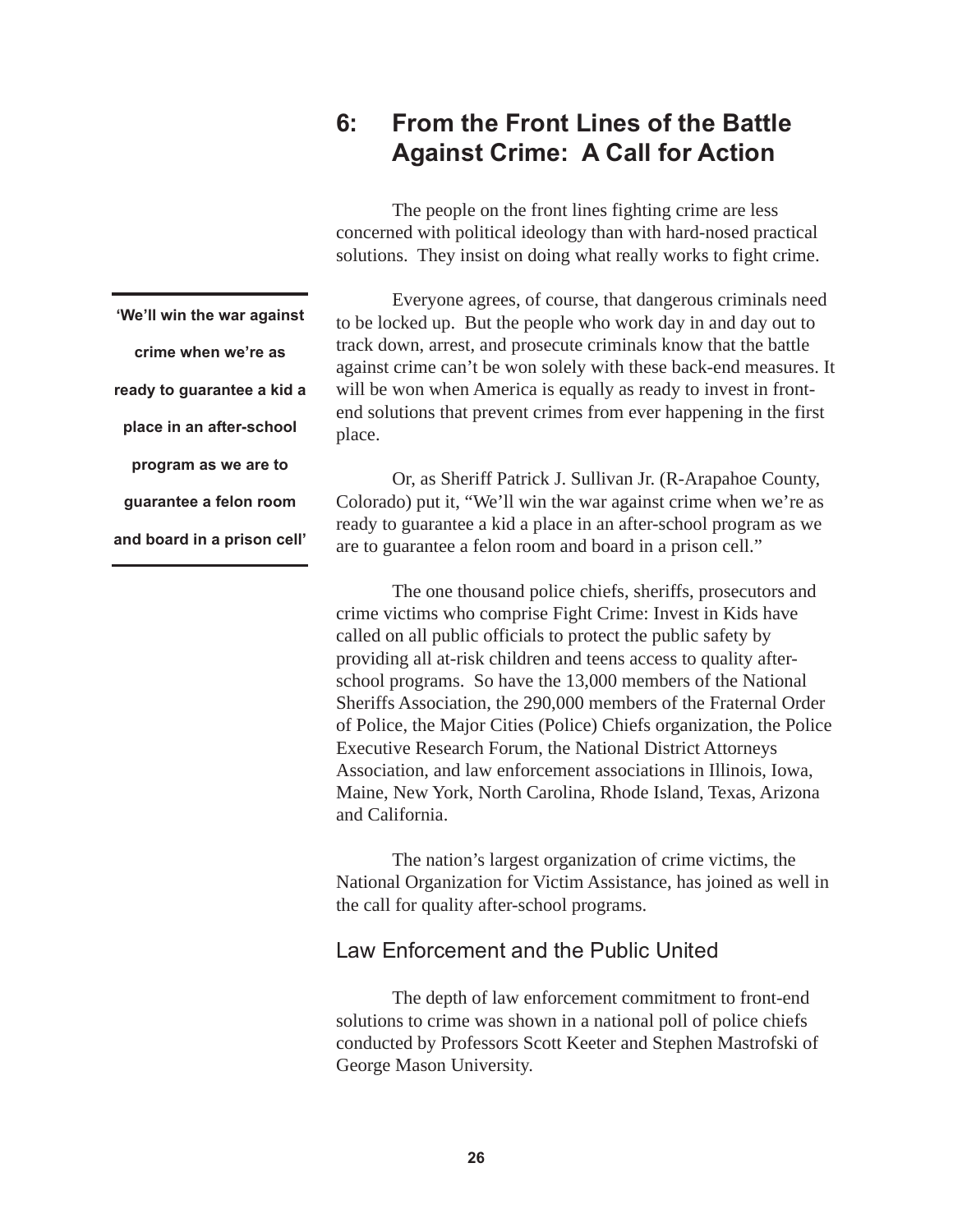# 6: From the Front Lines of the Battle Against Crime: A Call for Action

The people on the front lines fighting crime are less concerned with political ideology than with hard-nosed practical solutions. They insist on doing what really works to fight crime.

Everyone agrees, of course, that dangerous criminals need to be locked up. But the people who work day in and day out to track down, arrest, and prosecute criminals know that the battle against crime can't be won solely with these back-end measures. It will be won when America is equally as ready to invest in front-end solutions that prevent crimes from ever happening in the first place.

**'We'll win the war against crime when we're as ready to guarantee a kid a place in an after-school program as we are to guarantee a felon room and board in a prison cell'**

Or, as Sheriff Patrick J. Sullivan Jr. (R-Arapahoe County, Colorado) put it, "We'll win the war against crime when we're as ready to guarantee a kid a place in an after-school program as we are to guarantee a felon room and board in a prison cell."

The one thousand police chiefs, sheriffs, prosecutors and crime victims who comprise Fight Crime: Invest in Kids have called on all public officials to protect the public safety by providing all at-risk children and teens access to quality after-school programs. So have the 13,000 members of the National Sheriffs Association, the 290,000 members of the Fraternal Order of Police, the Major Cities (Police) Chiefs organization, the Police Executive Research Forum, the National District Attorneys Association, and law enforcement associations in Illinois, Iowa, Maine, New York, North Carolina, Rhode Island, Texas, Arizona and California.

The nation's largest organization of crime victims, the National Organization for Victim Assistance, has joined as well in the call for quality after-school programs.

## Law Enforcement and the Public United

The depth of law enforcement commitment to front-end solutions to crime was shown in a national poll of police chiefs conducted by Professors Scott Keeter and Stephen Mastrofski of George Mason University.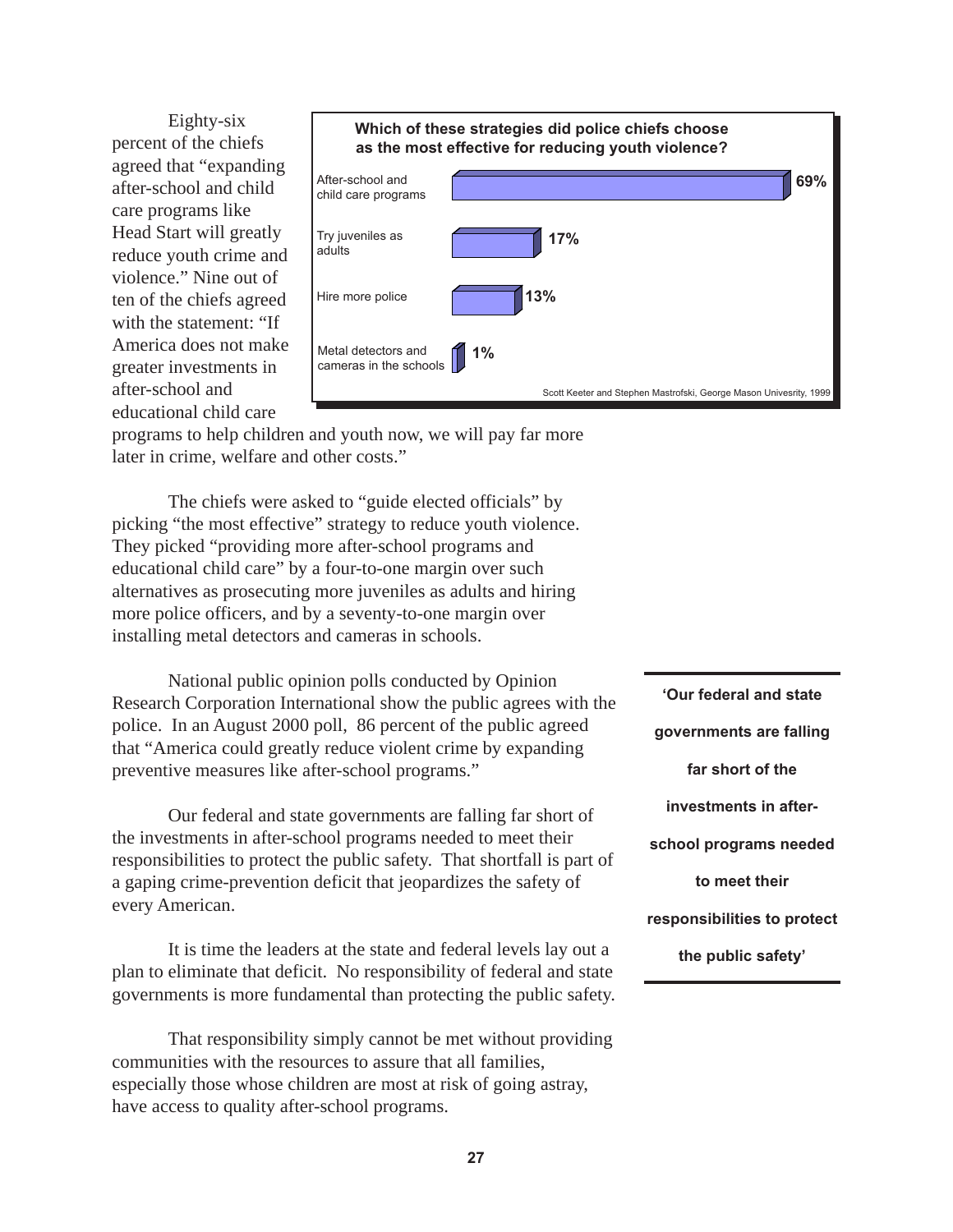Eighty-six percent of the chiefs agreed that “expanding after-school and child care programs like Head Start will greatly reduce youth crime and violence.” Nine out of ten of the chiefs agreed with the statement: “If America does not make greater investments in after-school and educational child care programs to help children and youth now, we will pay far more later in crime, welfare and other costs.”

**Which of these strategies did police chiefs choose as the most effective for reducing youth violence?**

| Strategy | Percent |
| --- | --- |
| After-school and child care programs | 69% |
| Try juveniles as adults | 17% |
| Hire more police | 13% |
| Metal detectors and cameras in the schools | 1% |

Scott Keeter and Stephen Mastrofski, George Mason Univesrity, 1999

The chiefs were asked to “guide elected officials” by picking “the most effective” strategy to reduce youth violence. They picked “providing more after-school programs and educational child care” by a four-to-one margin over such alternatives as prosecuting more juveniles as adults and hiring more police officers, and by a seventy-to-one margin over installing metal detectors and cameras in schools.

National public opinion polls conducted by Opinion Research Corporation International show the public agrees with the police. In an August 2000 poll, 86 percent of the public agreed that “America could greatly reduce violent crime by expanding preventive measures like after-school programs.”

Our federal and state governments are falling far short of the investments in after-school programs needed to meet their responsibilities to protect the public safety. That shortfall is part of a gaping crime-prevention deficit that jeopardizes the safety of every American.

**‘Our federal and state governments are falling far short of the investments in after-school programs needed to meet their responsibilities to protect the public safety’**

It is time the leaders at the state and federal levels lay out a plan to eliminate that deficit. No responsibility of federal and state governments is more fundamental than protecting the public safety.

That responsibility simply cannot be met without providing communities with the resources to assure that all families, especially those whose children are most at risk of going astray, have access to quality after-school programs.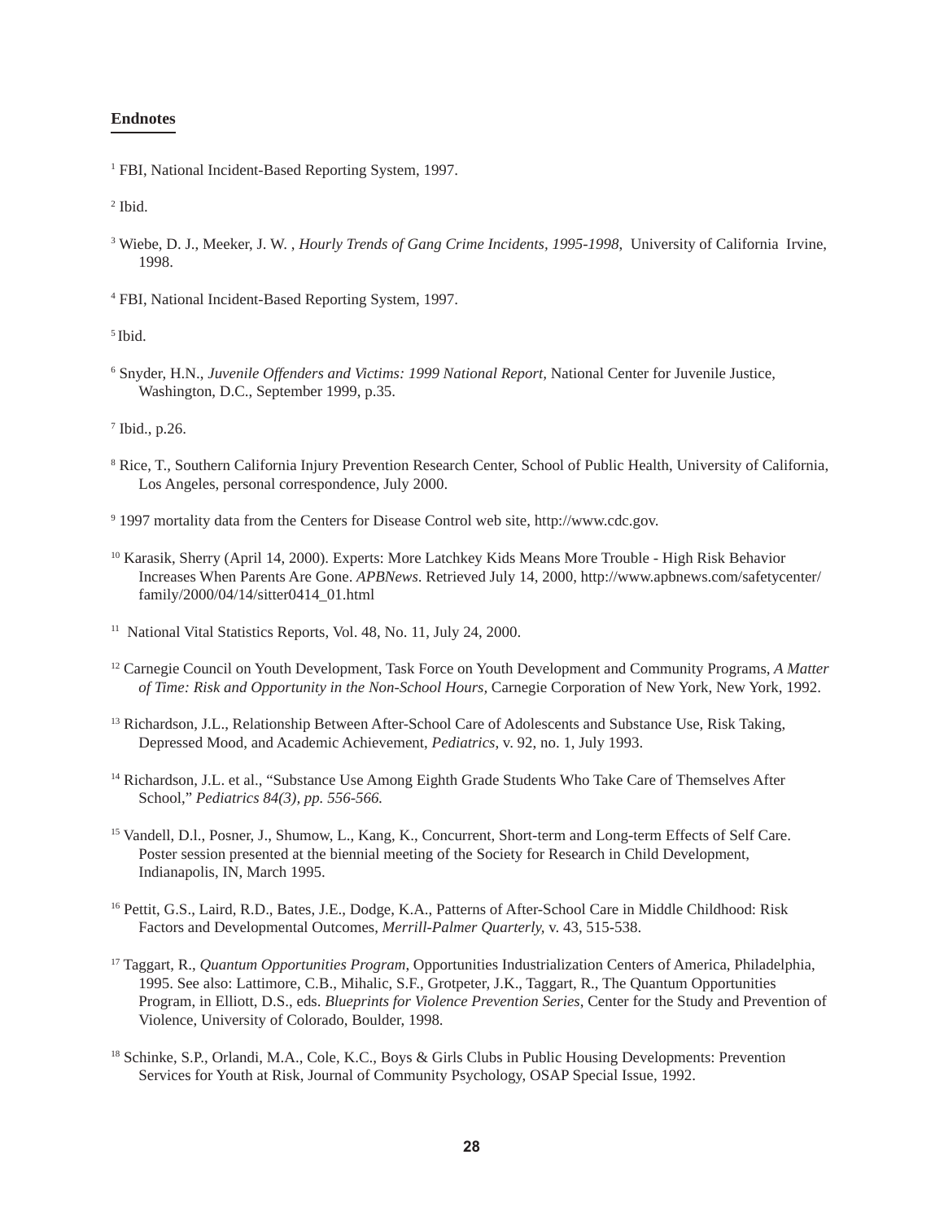**Endnotes**

[1] FBI, National Incident-Based Reporting System, 1997.

[2] Ibid.

[3] Wiebe, D. J., Meeker, J. W. , *Hourly Trends of Gang Crime Incidents, 1995-1998*, University of California Irvine, 1998.

[4] FBI, National Incident-Based Reporting System, 1997.

[5] Ibid.

[6] Snyder, H.N., *Juvenile Offenders and Victims: 1999 National Report*, National Center for Juvenile Justice, Washington, D.C., September 1999, p.35.

[7] Ibid., p.26.

[8] Rice, T., Southern California Injury Prevention Research Center, School of Public Health, University of California, Los Angeles, personal correspondence, July 2000.

[9] 1997 mortality data from the Centers for Disease Control web site, http://www.cdc.gov.

[10] Karasik, Sherry (April 14, 2000). Experts: More Latchkey Kids Means More Trouble - High Risk Behavior Increases When Parents Are Gone. *APBNews*. Retrieved July 14, 2000, http://www.apbnews.com/safetycenter/family/2000/04/14/sitter0414_01.html

[11] National Vital Statistics Reports, Vol. 48, No. 11, July 24, 2000.

[12] Carnegie Council on Youth Development, Task Force on Youth Development and Community Programs, *A Matter of Time: Risk and Opportunity in the Non-School Hours*, Carnegie Corporation of New York, New York, 1992.

[13] Richardson, J.L., Relationship Between After-School Care of Adolescents and Substance Use, Risk Taking, Depressed Mood, and Academic Achievement, *Pediatrics*, v. 92, no. 1, July 1993.

[14] Richardson, J.L. et al., "Substance Use Among Eighth Grade Students Who Take Care of Themselves After School," *Pediatrics 84(3), pp. 556-566.*

[15] Vandell, D.l., Posner, J., Shumow, L., Kang, K., Concurrent, Short-term and Long-term Effects of Self Care. Poster session presented at the biennial meeting of the Society for Research in Child Development, Indianapolis, IN, March 1995.

[16] Pettit, G.S., Laird, R.D., Bates, J.E., Dodge, K.A., Patterns of After-School Care in Middle Childhood: Risk Factors and Developmental Outcomes, *Merrill-Palmer Quarterly*, v. 43, 515-538.

[17] Taggart, R., *Quantum Opportunities Program*, Opportunities Industrialization Centers of America, Philadelphia, 1995. See also: Lattimore, C.B., Mihalic, S.F., Grotpeter, J.K., Taggart, R., The Quantum Opportunities Program, in Elliott, D.S., eds. *Blueprints for Violence Prevention Series*, Center for the Study and Prevention of Violence, University of Colorado, Boulder, 1998.

[18] Schinke, S.P., Orlandi, M.A., Cole, K.C., Boys & Girls Clubs in Public Housing Developments: Prevention Services for Youth at Risk, Journal of Community Psychology, OSAP Special Issue, 1992.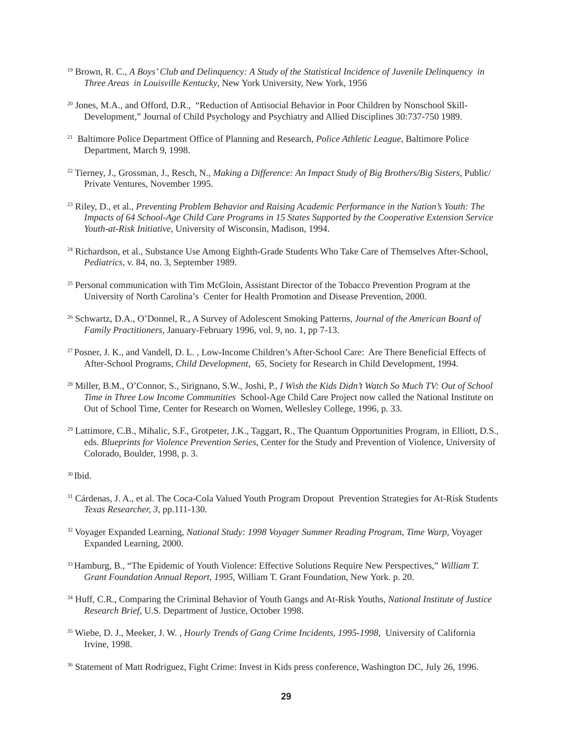[19] Brown, R. C., *A Boys' Club and Delinquency: A Study of the Statistical Incidence of Juvenile Delinquency in Three Areas in Louisville Kentucky*, New York University, New York, 1956

[20] Jones, M.A., and Offord, D.R., "Reduction of Antisocial Behavior in Poor Children by Nonschool Skill-Development," Journal of Child Psychology and Psychiatry and Allied Disciplines 30:737-750 1989.

[21] Baltimore Police Department Office of Planning and Research, *Police Athletic League*, Baltimore Police Department, March 9, 1998.

[22] Tierney, J., Grossman, J., Resch, N., *Making a Difference: An Impact Study of Big Brothers/Big Sisters*, Public/Private Ventures, November 1995.

[23] Riley, D., et al., *Preventing Problem Behavior and Raising Academic Performance in the Nation's Youth: The Impacts of 64 School-Age Child Care Programs in 15 States Supported by the Cooperative Extension Service Youth-at-Risk Initiative,* University of Wisconsin, Madison, 1994.

[24] Richardson, et al., Substance Use Among Eighth-Grade Students Who Take Care of Themselves After-School, *Pediatrics*, v. 84, no. 3, September 1989.

[25] Personal communication with Tim McGloin, Assistant Director of the Tobacco Prevention Program at the University of North Carolina's Center for Health Promotion and Disease Prevention, 2000.

[26] Schwartz, D.A., O'Donnel, R., A Survey of Adolescent Smoking Patterns, *Journal of the American Board of Family Practitioners*, January-February 1996, vol. 9, no. 1, pp 7-13.

[27] Posner, J. K., and Vandell, D. L. , Low-Income Children's After-School Care: Are There Beneficial Effects of After-School Programs, *Child Development*, 65, Society for Research in Child Development, 1994.

[28] Miller, B.M., O'Connor, S., Sirignano, S.W., Joshi, P., *I Wish the Kids Didn't Watch So Much TV: Out of School Time in Three Low Income Communities* School-Age Child Care Project now called the National Institute on Out of School Time, Center for Research on Women, Wellesley College, 1996, p. 33.

[29] Lattimore, C.B., Mihalic, S.F., Grotpeter, J.K., Taggart, R., The Quantum Opportunities Program, in Elliott, D.S., eds. *Blueprints for Violence Prevention Series*, Center for the Study and Prevention of Violence, University of Colorado, Boulder, 1998, p. 3.

[30] Ibid.

[31] Cárdenas, J. A., et al. The Coca-Cola Valued Youth Program Dropout Prevention Strategies for At-Risk Students *Texas Researcher, 3,* pp.111-130.

[32] Voyager Expanded Learning, *National Study: 1998 Voyager Summer Reading Program, Time Warp*, Voyager Expanded Learning, 2000.

[33] Hamburg, B., "The Epidemic of Youth Violence: Effective Solutions Require New Perspectives," *William T. Grant Foundation Annual Report, 1995,* William T. Grant Foundation, New York. p. 20.

[34] Huff, C.R., Comparing the Criminal Behavior of Youth Gangs and At-Risk Youths, *National Institute of Justice Research Brief*, U.S. Department of Justice, October 1998.

[35] Wiebe, D. J., Meeker, J. W. , *Hourly Trends of Gang Crime Incidents, 1995-1998*, University of California Irvine, 1998.

[36] Statement of Matt Rodriguez, Fight Crime: Invest in Kids press conference, Washington DC, July 26, 1996.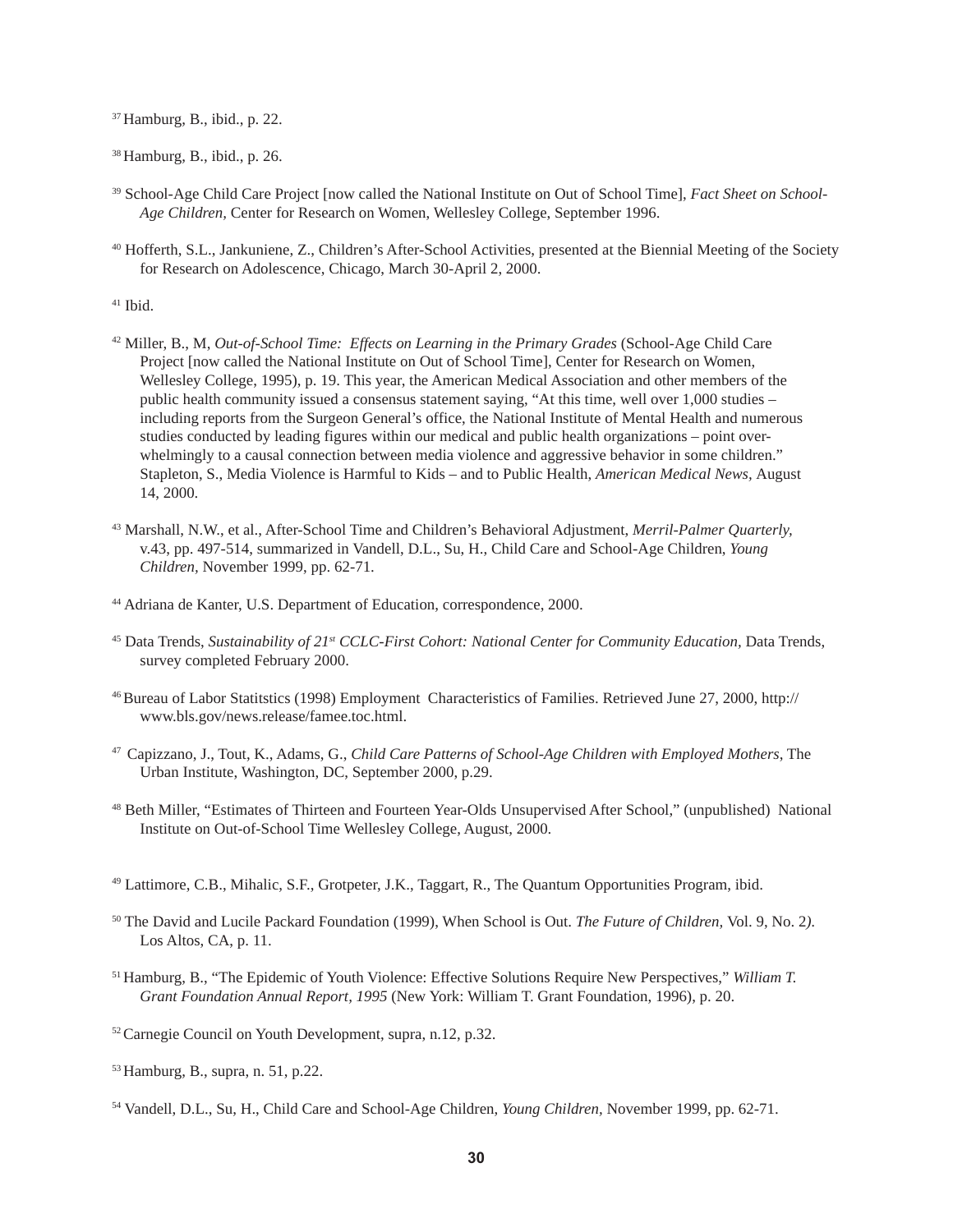[37] Hamburg, B., ibid., p. 22.

[38] Hamburg, B., ibid., p. 26.

[39] School-Age Child Care Project [now called the National Institute on Out of School Time], *Fact Sheet on School-Age Children*, Center for Research on Women, Wellesley College, September 1996.

[40] Hofferth, S.L., Jankuniene, Z., Children's After-School Activities, presented at the Biennial Meeting of the Society for Research on Adolescence, Chicago, March 30-April 2, 2000.

[41] Ibid.

[42] Miller, B., M, *Out-of-School Time: Effects on Learning in the Primary Grades* (School-Age Child Care Project [now called the National Institute on Out of School Time], Center for Research on Women, Wellesley College, 1995), p. 19. This year, the American Medical Association and other members of the public health community issued a consensus statement saying, "At this time, well over 1,000 studies – including reports from the Surgeon General's office, the National Institute of Mental Health and numerous studies conducted by leading figures within our medical and public health organizations – point overwhelmingly to a causal connection between media violence and aggressive behavior in some children." Stapleton, S., Media Violence is Harmful to Kids – and to Public Health, *American Medical News*, August 14, 2000.

[43] Marshall, N.W., et al., After-School Time and Children's Behavioral Adjustment, *Merril-Palmer Quarterly*, v.43, pp. 497-514, summarized in Vandell, D.L., Su, H., Child Care and School-Age Children, *Young Children*, November 1999, pp. 62-71.

[44] Adriana de Kanter, U.S. Department of Education, correspondence, 2000.

[45] Data Trends, *Sustainability of 21st CCLC-First Cohort: National Center for Community Education*, Data Trends, survey completed February 2000.

[46] Bureau of Labor Statitstics (1998) Employment Characteristics of Families. Retrieved June 27, 2000, http://www.bls.gov/news.release/famee.toc.html.

[47] Capizzano, J., Tout, K., Adams, G., *Child Care Patterns of School-Age Children with Employed Mothers*, The Urban Institute, Washington, DC, September 2000, p.29.

[48] Beth Miller, "Estimates of Thirteen and Fourteen Year-Olds Unsupervised After School," (unpublished) National Institute on Out-of-School Time Wellesley College, August, 2000.

[49] Lattimore, C.B., Mihalic, S.F., Grotpeter, J.K., Taggart, R., The Quantum Opportunities Program, ibid.

[50] The David and Lucile Packard Foundation (1999), When School is Out. *The Future of Children*, Vol. 9, No. 2*)*. Los Altos, CA, p. 11.

[51] Hamburg, B., "The Epidemic of Youth Violence: Effective Solutions Require New Perspectives," *William T. Grant Foundation Annual Report, 1995* (New York: William T. Grant Foundation, 1996), p. 20.

[52] Carnegie Council on Youth Development, supra, n.12, p.32.

[53] Hamburg, B., supra, n. 51, p.22.

[54] Vandell, D.L., Su, H., Child Care and School-Age Children, *Young Children*, November 1999, pp. 62-71.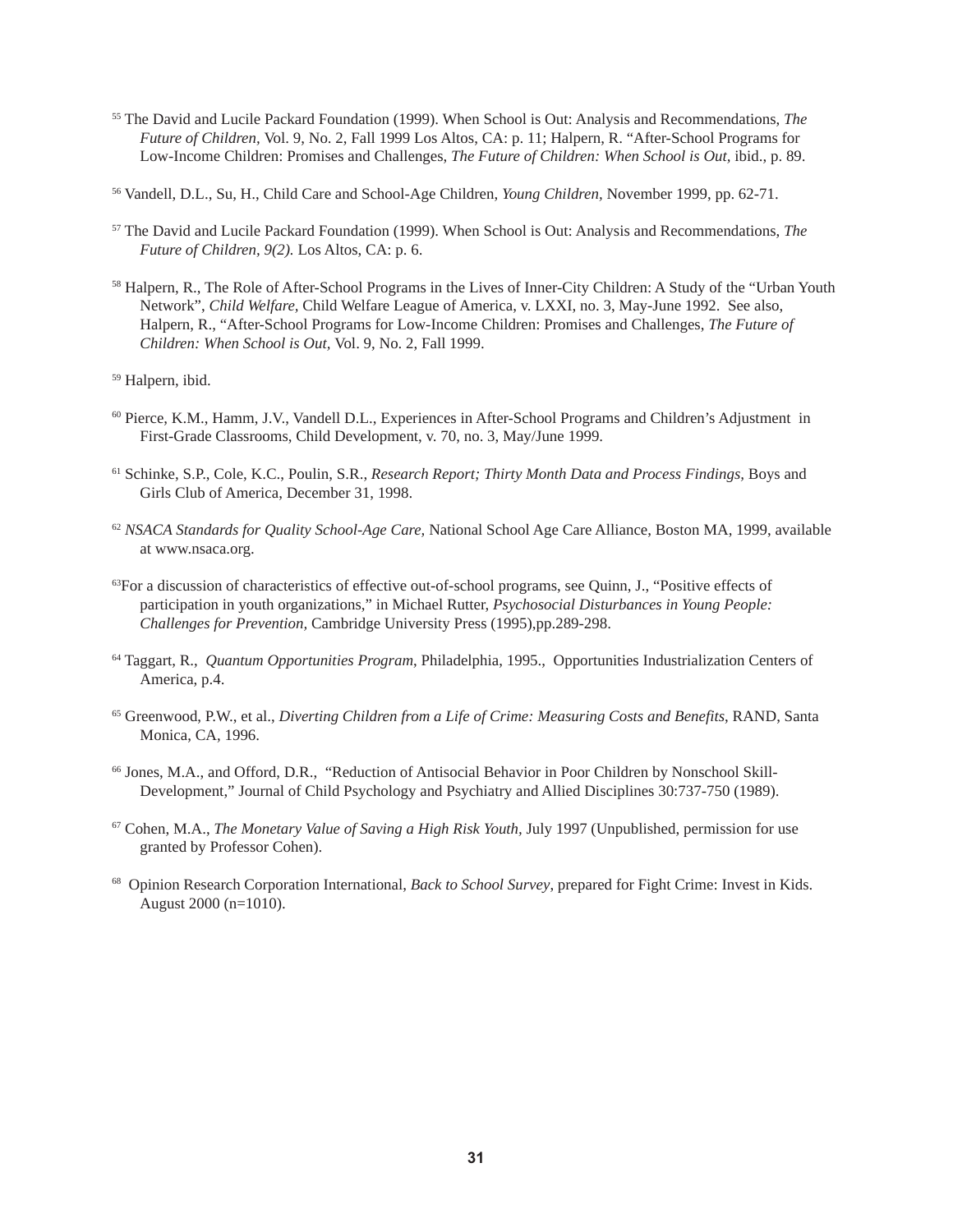[55] The David and Lucile Packard Foundation (1999). When School is Out: Analysis and Recommendations, *The Future of Children*, Vol. 9, No. 2, Fall 1999 Los Altos, CA: p. 11; Halpern, R. "After-School Programs for Low-Income Children: Promises and Challenges, *The Future of Children: When School is Out*, ibid., p. 89.

[56] Vandell, D.L., Su, H., Child Care and School-Age Children, *Young Children*, November 1999, pp. 62-71.

[57] The David and Lucile Packard Foundation (1999). When School is Out: Analysis and Recommendations, *The Future of Children, 9(2).* Los Altos, CA: p. 6.

[58] Halpern, R., The Role of After-School Programs in the Lives of Inner-City Children: A Study of the "Urban Youth Network", *Child Welfare*, Child Welfare League of America, v. LXXI, no. 3, May-June 1992. See also, Halpern, R., "After-School Programs for Low-Income Children: Promises and Challenges, *The Future of Children: When School is Out*, Vol. 9, No. 2, Fall 1999.

[59] Halpern, ibid.

[60] Pierce, K.M., Hamm, J.V., Vandell D.L., Experiences in After-School Programs and Children's Adjustment in First-Grade Classrooms, Child Development, v. 70, no. 3, May/June 1999.

[61] Schinke, S.P., Cole, K.C., Poulin, S.R., *Research Report; Thirty Month Data and Process Findings,* Boys and Girls Club of America, December 31, 1998.

[62] *NSACA Standards for Quality School-Age Care,* National School Age Care Alliance, Boston MA, 1999, available at www.nsaca.org.

[63] For a discussion of characteristics of effective out-of-school programs, see Quinn, J., "Positive effects of participation in youth organizations," in Michael Rutter, *Psychosocial Disturbances in Young People: Challenges for Prevention*, Cambridge University Press (1995),pp.289-298.

[64] Taggart, R., *Quantum Opportunities Program*, Philadelphia, 1995., Opportunities Industrialization Centers of America, p.4.

[65] Greenwood, P.W., et al., *Diverting Children from a Life of Crime: Measuring Costs and Benefits*, RAND, Santa Monica, CA, 1996.

[66] Jones, M.A., and Offord, D.R., "Reduction of Antisocial Behavior in Poor Children by Nonschool Skill-Development," Journal of Child Psychology and Psychiatry and Allied Disciplines 30:737-750 (1989).

[67] Cohen, M.A., *The Monetary Value of Saving a High Risk Youth*, July 1997 (Unpublished, permission for use granted by Professor Cohen).

[68] Opinion Research Corporation International, *Back to School Survey*, prepared for Fight Crime: Invest in Kids. August 2000 (n=1010).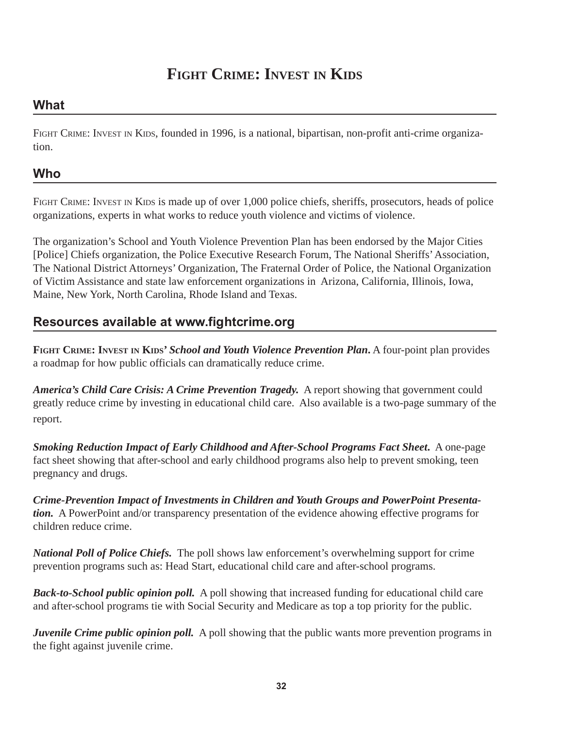# Fight Crime: Invest in Kids

## What

Fight Crime: Invest in Kids, founded in 1996, is a national, bipartisan, non-profit anti-crime organization.

## Who

Fight Crime: Invest in Kids is made up of over 1,000 police chiefs, sheriffs, prosecutors, heads of police organizations, experts in what works to reduce youth violence and victims of violence.

The organization's School and Youth Violence Prevention Plan has been endorsed by the Major Cities [Police] Chiefs organization, the Police Executive Research Forum, The National Sheriffs' Association, The National District Attorneys' Organization, The Fraternal Order of Police, the National Organization of Victim Assistance and state law enforcement organizations in Arizona, California, Illinois, Iowa, Maine, New York, North Carolina, Rhode Island and Texas.

## Resources available at www.fightcrime.org

**Fight Crime: Invest in Kids' *School and Youth Violence Prevention Plan*.** A four-point plan provides a roadmap for how public officials can dramatically reduce crime.

***America's Child Care Crisis: A Crime Prevention Tragedy.*** A report showing that government could greatly reduce crime by investing in educational child care. Also available is a two-page summary of the report.

***Smoking Reduction Impact of Early Childhood and After-School Programs Fact Sheet*.** A one-page fact sheet showing that after-school and early childhood programs also help to prevent smoking, teen pregnancy and drugs.

***Crime-Prevention Impact of Investments in Children and Youth Groups and PowerPoint Presentation.*** A PowerPoint and/or transparency presentation of the evidence ahowing effective programs for children reduce crime.

***National Poll of Police Chiefs.*** The poll shows law enforcement's overwhelming support for crime prevention programs such as: Head Start, educational child care and after-school programs.

***Back-to-School public opinion poll.*** A poll showing that increased funding for educational child care and after-school programs tie with Social Security and Medicare as top a top priority for the public.

***Juvenile Crime public opinion poll.*** A poll showing that the public wants more prevention programs in the fight against juvenile crime.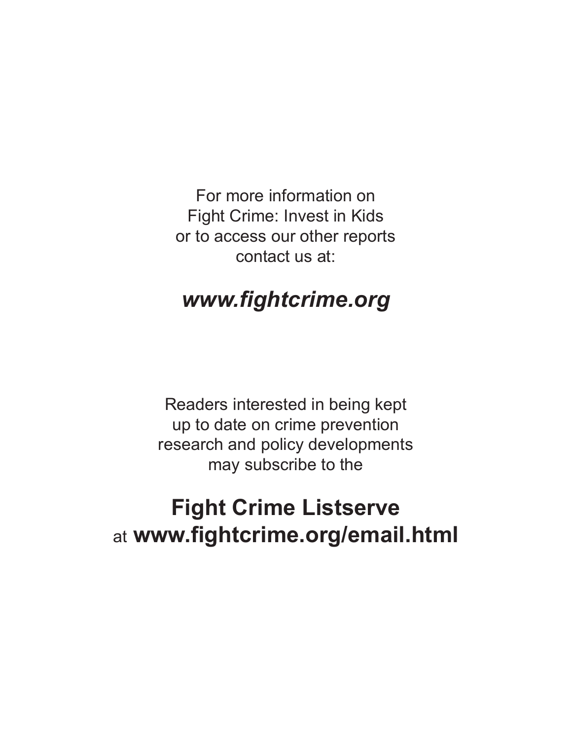For more information on
Fight Crime: Invest in Kids
or to access our other reports
contact us at:

***www.fightcrime.org***

Readers interested in being kept
up to date on crime prevention
research and policy developments
may subscribe to the

**Fight Crime Listserve**
at **www.fightcrime.org/email.html**